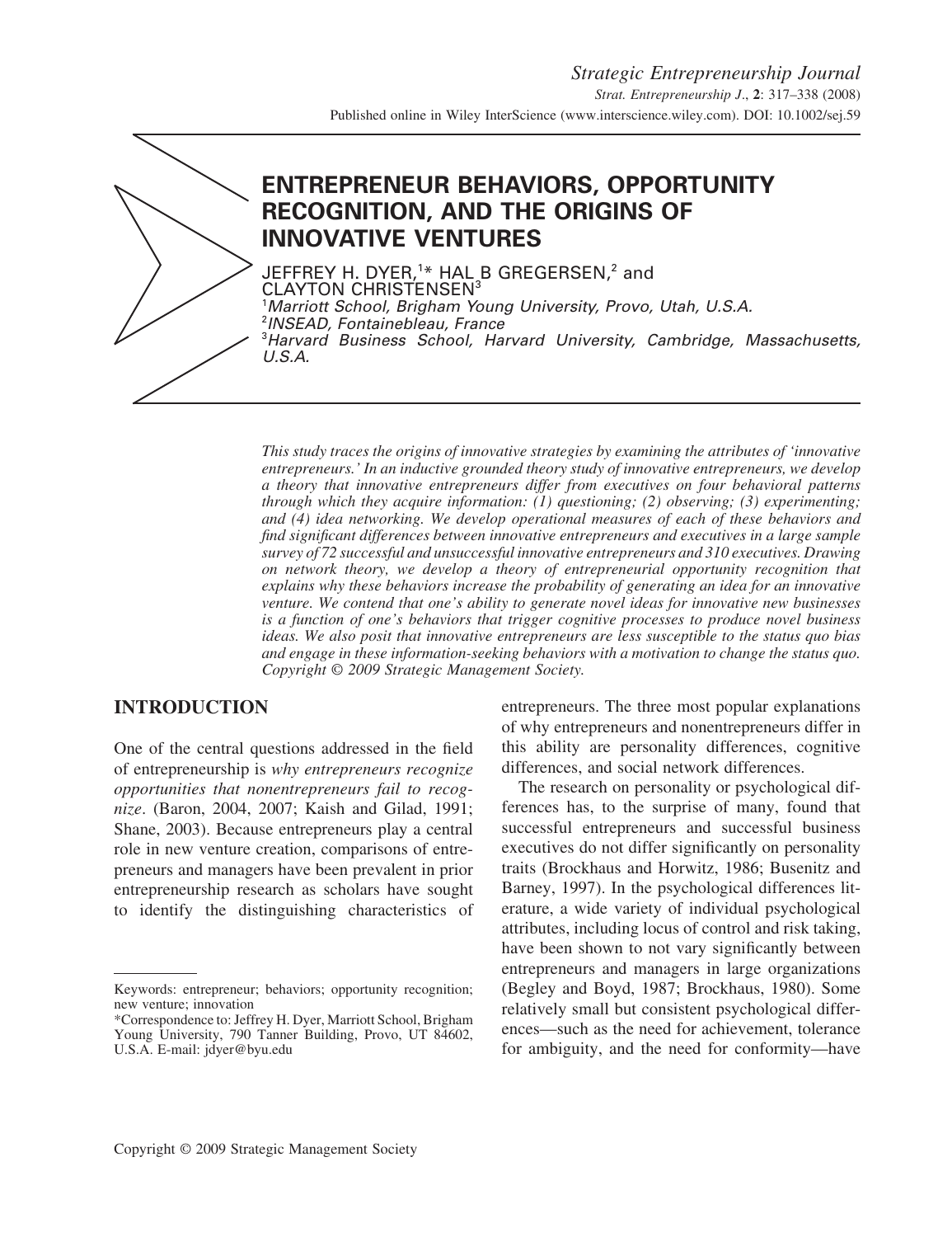# ENTREPRENEUR BEHAVIORS, OPPORTUNITY RECOGNITION, AND THE ORIGINS OF INNOVATIVE VENTURES

JEFFREY H. DYER,[1]* HAL B GREGERSEN,[2] and CLAYTON CHRISTENSEN[3]

[1]*Marriott School, Brigham Young University, Provo, Utah, U.S.A.*

[2]*INSEAD, Fontainebleau, France*

[3]*Harvard Business School, Harvard University, Cambridge, Massachusetts, U.S.A.*

*This study traces the origins of innovative strategies by examining the attributes of 'innovative entrepreneurs.' In an inductive grounded theory study of innovative entrepreneurs, we develop a theory that innovative entrepreneurs differ from executives on four behavioral patterns through which they acquire information: (1) questioning; (2) observing; (3) experimenting; and (4) idea networking. We develop operational measures of each of these behaviors and find significant differences between innovative entrepreneurs and executives in a large sample survey of 72 successful and unsuccessful innovative entrepreneurs and 310 executives. Drawing on network theory, we develop a theory of entrepreneurial opportunity recognition that explains why these behaviors increase the probability of generating an idea for an innovative venture. We contend that one's ability to generate novel ideas for innovative new businesses is a function of one's behaviors that trigger cognitive processes to produce novel business ideas. We also posit that innovative entrepreneurs are less susceptible to the status quo bias and engage in these information-seeking behaviors with a motivation to change the status quo. Copyright © 2009 Strategic Management Society.*

## INTRODUCTION

One of the central questions addressed in the field of entrepreneurship is *why entrepreneurs recognize opportunities that nonentrepreneurs fail to recognize*. (Baron, 2004, 2007; Kaish and Gilad, 1991; Shane, 2003). Because entrepreneurs play a central role in new venture creation, comparisons of entrepreneurs and managers have been prevalent in prior entrepreneurship research as scholars have sought to identify the distinguishing characteristics of entrepreneurs. The three most popular explanations of why entrepreneurs and nonentrepreneurs differ in this ability are personality differences, cognitive differences, and social network differences.

The research on personality or psychological differences has, to the surprise of many, found that successful entrepreneurs and successful business executives do not differ significantly on personality traits (Brockhaus and Horwitz, 1986; Busenitz and Barney, 1997). In the psychological differences literature, a wide variety of individual psychological attributes, including locus of control and risk taking, have been shown to not vary significantly between entrepreneurs and managers in large organizations (Begley and Boyd, 1987; Brockhaus, 1980). Some relatively small but consistent psychological differences—such as the need for achievement, tolerance for ambiguity, and the need for conformity—have

---

Keywords: entrepreneur; behaviors; opportunity recognition; new venture; innovation

*Correspondence to: Jeffrey H. Dyer, Marriott School, Brigham Young University, 790 Tanner Building, Provo, UT 84602, U.S.A. E-mail: jdyer@byu.edu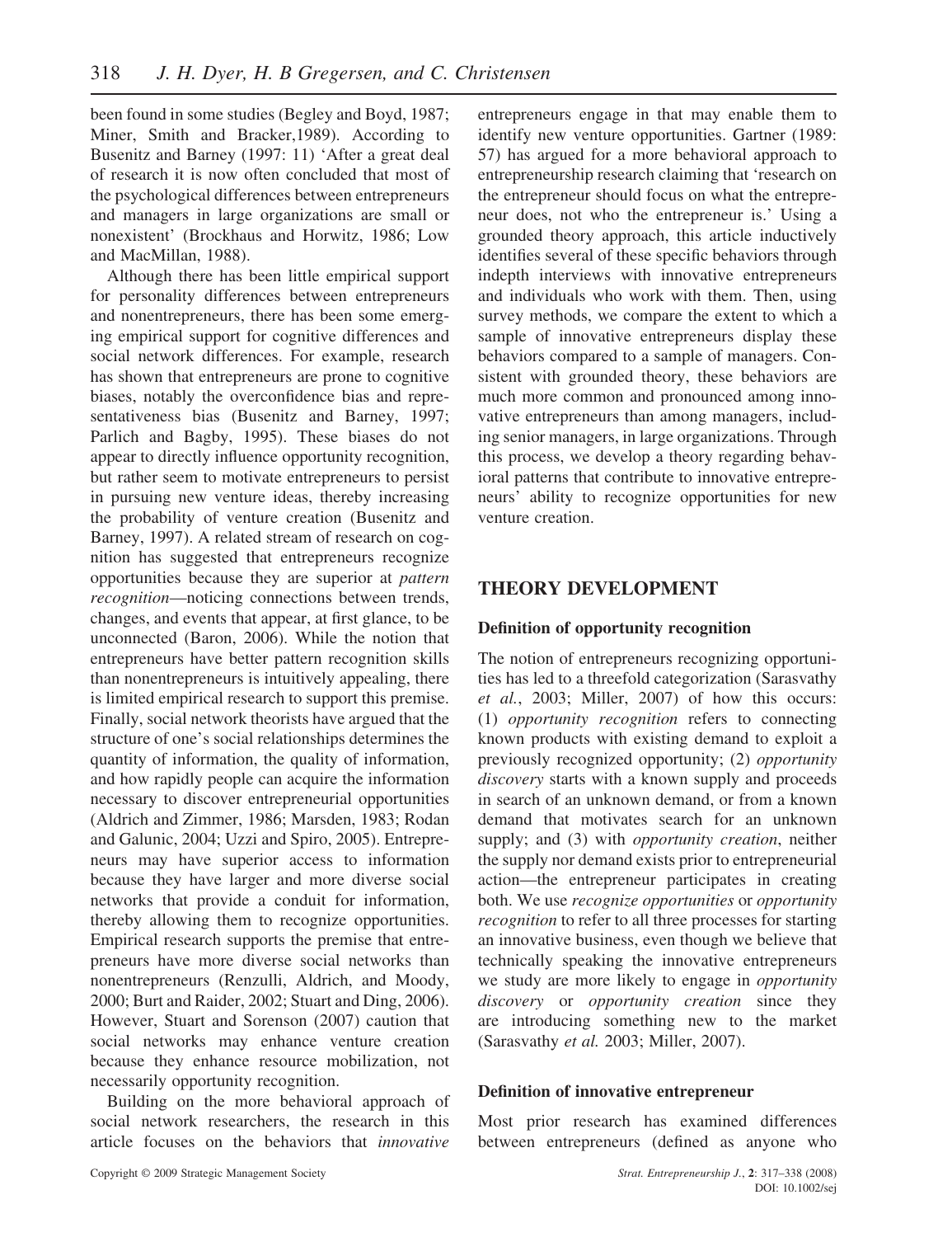been found in some studies (Begley and Boyd, 1987; Miner, Smith and Bracker,1989). According to Busenitz and Barney (1997: 11) 'After a great deal of research it is now often concluded that most of the psychological differences between entrepreneurs and managers in large organizations are small or nonexistent' (Brockhaus and Horwitz, 1986; Low and MacMillan, 1988).

Although there has been little empirical support for personality differences between entrepreneurs and nonentrepreneurs, there has been some emerging empirical support for cognitive differences and social network differences. For example, research has shown that entrepreneurs are prone to cognitive biases, notably the overconfidence bias and representativeness bias (Busenitz and Barney, 1997; Parlich and Bagby, 1995). These biases do not appear to directly influence opportunity recognition, but rather seem to motivate entrepreneurs to persist in pursuing new venture ideas, thereby increasing the probability of venture creation (Busenitz and Barney, 1997). A related stream of research on cognition has suggested that entrepreneurs recognize opportunities because they are superior at *pattern recognition*—noticing connections between trends, changes, and events that appear, at first glance, to be unconnected (Baron, 2006). While the notion that entrepreneurs have better pattern recognition skills than nonentrepreneurs is intuitively appealing, there is limited empirical research to support this premise. Finally, social network theorists have argued that the structure of one's social relationships determines the quantity of information, the quality of information, and how rapidly people can acquire the information necessary to discover entrepreneurial opportunities (Aldrich and Zimmer, 1986; Marsden, 1983; Rodan and Galunic, 2004; Uzzi and Spiro, 2005). Entrepreneurs may have superior access to information because they have larger and more diverse social networks that provide a conduit for information, thereby allowing them to recognize opportunities. Empirical research supports the premise that entrepreneurs have more diverse social networks than nonentrepreneurs (Renzulli, Aldrich, and Moody, 2000; Burt and Raider, 2002; Stuart and Ding, 2006). However, Stuart and Sorenson (2007) caution that social networks may enhance venture creation because they enhance resource mobilization, not necessarily opportunity recognition.

Building on the more behavioral approach of social network researchers, the research in this article focuses on the behaviors that *innovative* entrepreneurs engage in that may enable them to identify new venture opportunities. Gartner (1989: 57) has argued for a more behavioral approach to entrepreneurship research claiming that 'research on the entrepreneur should focus on what the entrepreneur does, not who the entrepreneur is.' Using a grounded theory approach, this article inductively identifies several of these specific behaviors through indepth interviews with innovative entrepreneurs and individuals who work with them. Then, using survey methods, we compare the extent to which a sample of innovative entrepreneurs display these behaviors compared to a sample of managers. Consistent with grounded theory, these behaviors are much more common and pronounced among innovative entrepreneurs than among managers, including senior managers, in large organizations. Through this process, we develop a theory regarding behavioral patterns that contribute to innovative entrepreneurs' ability to recognize opportunities for new venture creation.

## THEORY DEVELOPMENT

### Definition of opportunity recognition

The notion of entrepreneurs recognizing opportunities has led to a threefold categorization (Sarasvathy *et al.*, 2003; Miller, 2007) of how this occurs: (1) *opportunity recognition* refers to connecting known products with existing demand to exploit a previously recognized opportunity; (2) *opportunity discovery* starts with a known supply and proceeds in search of an unknown demand, or from a known demand that motivates search for an unknown supply; and (3) with *opportunity creation*, neither the supply nor demand exists prior to entrepreneurial action—the entrepreneur participates in creating both. We use *recognize opportunities* or *opportunity recognition* to refer to all three processes for starting an innovative business, even though we believe that technically speaking the innovative entrepreneurs we study are more likely to engage in *opportunity discovery* or *opportunity creation* since they are introducing something new to the market (Sarasvathy *et al.* 2003; Miller, 2007).

### Definition of innovative entrepreneur

Most prior research has examined differences between entrepreneurs (defined as anyone who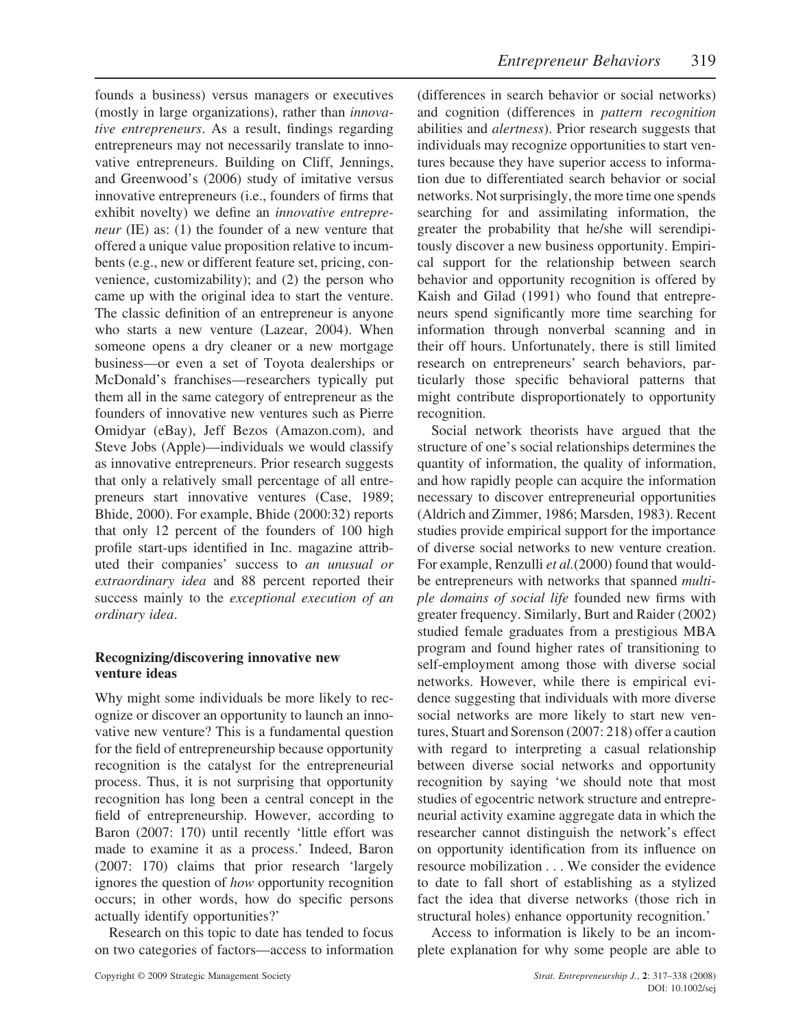founds a business) versus managers or executives (mostly in large organizations), rather than *innovative entrepreneurs*. As a result, findings regarding entrepreneurs may not necessarily translate to innovative entrepreneurs. Building on Cliff, Jennings, and Greenwood's (2006) study of imitative versus innovative entrepreneurs (i.e., founders of firms that exhibit novelty) we define an *innovative entrepreneur* (IE) as: (1) the founder of a new venture that offered a unique value proposition relative to incumbents (e.g., new or different feature set, pricing, convenience, customizability); and (2) the person who came up with the original idea to start the venture. The classic definition of an entrepreneur is anyone who starts a new venture (Lazear, 2004). When someone opens a dry cleaner or a new mortgage business—or even a set of Toyota dealerships or McDonald's franchises—researchers typically put them all in the same category of entrepreneur as the founders of innovative new ventures such as Pierre Omidyar (eBay), Jeff Bezos (Amazon.com), and Steve Jobs (Apple)—individuals we would classify as innovative entrepreneurs. Prior research suggests that only a relatively small percentage of all entrepreneurs start innovative ventures (Case, 1989; Bhide, 2000). For example, Bhide (2000:32) reports that only 12 percent of the founders of 100 high profile start-ups identified in Inc. magazine attributed their companies' success to *an unusual or extraordinary idea* and 88 percent reported their success mainly to the *exceptional execution of an ordinary idea*.

### Recognizing/discovering innovative new venture ideas

Why might some individuals be more likely to recognize or discover an opportunity to launch an innovative new venture? This is a fundamental question for the field of entrepreneurship because opportunity recognition is the catalyst for the entrepreneurial process. Thus, it is not surprising that opportunity recognition has long been a central concept in the field of entrepreneurship. However, according to Baron (2007: 170) until recently 'little effort was made to examine it as a process.' Indeed, Baron (2007: 170) claims that prior research 'largely ignores the question of *how* opportunity recognition occurs; in other words, how do specific persons actually identify opportunities?'

Research on this topic to date has tended to focus on two categories of factors—access to information (differences in search behavior or social networks) and cognition (differences in *pattern recognition* abilities and *alertness*). Prior research suggests that individuals may recognize opportunities to start ventures because they have superior access to information due to differentiated search behavior or social networks. Not surprisingly, the more time one spends searching for and assimilating information, the greater the probability that he/she will serendipitously discover a new business opportunity. Empirical support for the relationship between search behavior and opportunity recognition is offered by Kaish and Gilad (1991) who found that entrepreneurs spend significantly more time searching for information through nonverbal scanning and in their off hours. Unfortunately, there is still limited research on entrepreneurs' search behaviors, particularly those specific behavioral patterns that might contribute disproportionately to opportunity recognition.

Social network theorists have argued that the structure of one's social relationships determines the quantity of information, the quality of information, and how rapidly people can acquire the information necessary to discover entrepreneurial opportunities (Aldrich and Zimmer, 1986; Marsden, 1983). Recent studies provide empirical support for the importance of diverse social networks to new venture creation. For example, Renzulli *et al.*(2000) found that would-be entrepreneurs with networks that spanned *multiple domains of social life* founded new firms with greater frequency. Similarly, Burt and Raider (2002) studied female graduates from a prestigious MBA program and found higher rates of transitioning to self-employment among those with diverse social networks. However, while there is empirical evidence suggesting that individuals with more diverse social networks are more likely to start new ventures, Stuart and Sorenson (2007: 218) offer a caution with regard to interpreting a casual relationship between diverse social networks and opportunity recognition by saying 'we should note that most studies of egocentric network structure and entrepreneurial activity examine aggregate data in which the researcher cannot distinguish the network's effect on opportunity identification from its influence on resource mobilization . . . We consider the evidence to date to fall short of establishing as a stylized fact the idea that diverse networks (those rich in structural holes) enhance opportunity recognition.'

Access to information is likely to be an incomplete explanation for why some people are able to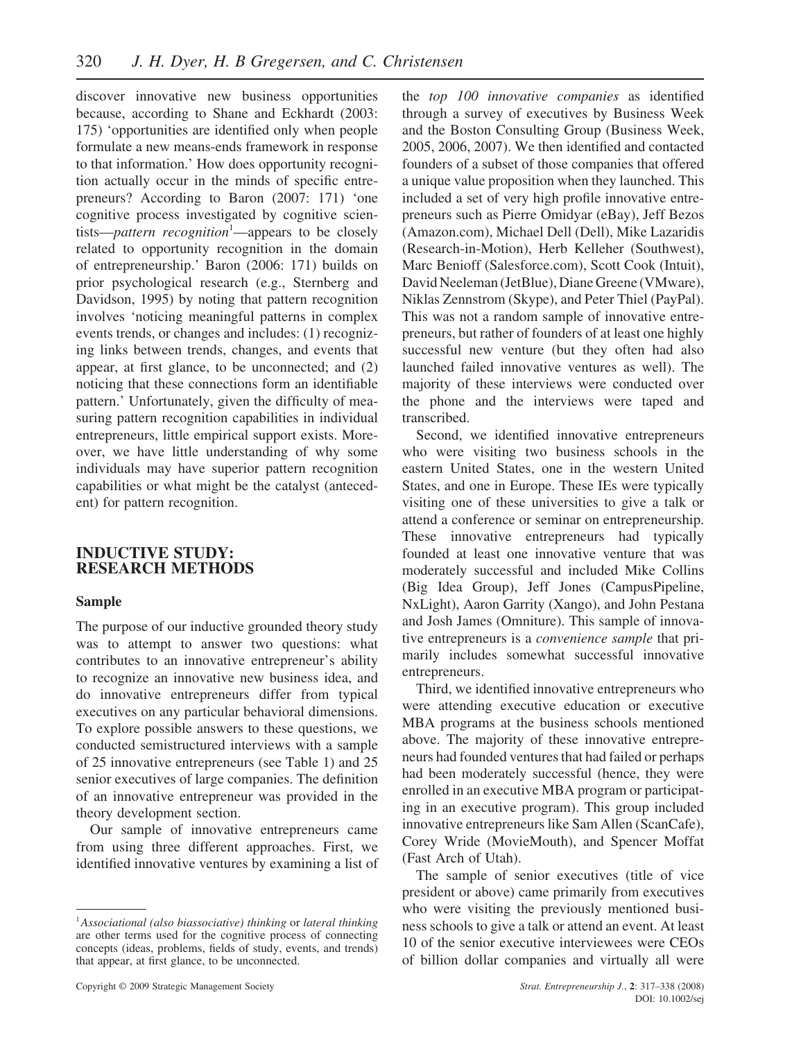discover innovative new business opportunities because, according to Shane and Eckhardt (2003: 175) 'opportunities are identified only when people formulate a new means-ends framework in response to that information.' How does opportunity recognition actually occur in the minds of specific entrepreneurs? According to Baron (2007: 171) 'one cognitive process investigated by cognitive scientists—*pattern recognition*[1]—appears to be closely related to opportunity recognition in the domain of entrepreneurship.' Baron (2006: 171) builds on prior psychological research (e.g., Sternberg and Davidson, 1995) by noting that pattern recognition involves 'noticing meaningful patterns in complex events trends, or changes and includes: (1) recognizing links between trends, changes, and events that appear, at first glance, to be unconnected; and (2) noticing that these connections form an identifiable pattern.' Unfortunately, given the difficulty of measuring pattern recognition capabilities in individual entrepreneurs, little empirical support exists. Moreover, we have little understanding of why some individuals may have superior pattern recognition capabilities or what might be the catalyst (antecedent) for pattern recognition.

## INDUCTIVE STUDY: RESEARCH METHODS

### Sample

The purpose of our inductive grounded theory study was to attempt to answer two questions: what contributes to an innovative entrepreneur's ability to recognize an innovative new business idea, and do innovative entrepreneurs differ from typical executives on any particular behavioral dimensions. To explore possible answers to these questions, we conducted semistructured interviews with a sample of 25 innovative entrepreneurs (see Table 1) and 25 senior executives of large companies. The definition of an innovative entrepreneur was provided in the theory development section.

Our sample of innovative entrepreneurs came from using three different approaches. First, we identified innovative ventures by examining a list of the *top 100 innovative companies* as identified through a survey of executives by Business Week and the Boston Consulting Group (Business Week, 2005, 2006, 2007). We then identified and contacted founders of a subset of those companies that offered a unique value proposition when they launched. This included a set of very high profile innovative entrepreneurs such as Pierre Omidyar (eBay), Jeff Bezos (Amazon.com), Michael Dell (Dell), Mike Lazaridis (Research-in-Motion), Herb Kelleher (Southwest), Marc Benioff (Salesforce.com), Scott Cook (Intuit), David Neeleman (JetBlue), Diane Greene (VMware), Niklas Zennstrom (Skype), and Peter Thiel (PayPal). This was not a random sample of innovative entrepreneurs, but rather of founders of at least one highly successful new venture (but they often had also launched failed innovative ventures as well). The majority of these interviews were conducted over the phone and the interviews were taped and transcribed.

Second, we identified innovative entrepreneurs who were visiting two business schools in the eastern United States, one in the western United States, and one in Europe. These IEs were typically visiting one of these universities to give a talk or attend a conference or seminar on entrepreneurship. These innovative entrepreneurs had typically founded at least one innovative venture that was moderately successful and included Mike Collins (Big Idea Group), Jeff Jones (CampusPipeline, NxLight), Aaron Garrity (Xango), and John Pestana and Josh James (Omniture). This sample of innovative entrepreneurs is a *convenience sample* that primarily includes somewhat successful innovative entrepreneurs.

Third, we identified innovative entrepreneurs who were attending executive education or executive MBA programs at the business schools mentioned above. The majority of these innovative entrepreneurs had founded ventures that had failed or perhaps had been moderately successful (hence, they were enrolled in an executive MBA program or participating in an executive program). This group included innovative entrepreneurs like Sam Allen (ScanCafe), Corey Wride (MovieMouth), and Spencer Moffat (Fast Arch of Utah).

The sample of senior executives (title of vice president or above) came primarily from executives who were visiting the previously mentioned business schools to give a talk or attend an event. At least 10 of the senior executive interviewees were CEOs of billion dollar companies and virtually all were

[1] *Associational (also biassociative) thinking* or *lateral thinking* are other terms used for the cognitive process of connecting concepts (ideas, problems, fields of study, events, and trends) that appear, at first glance, to be unconnected.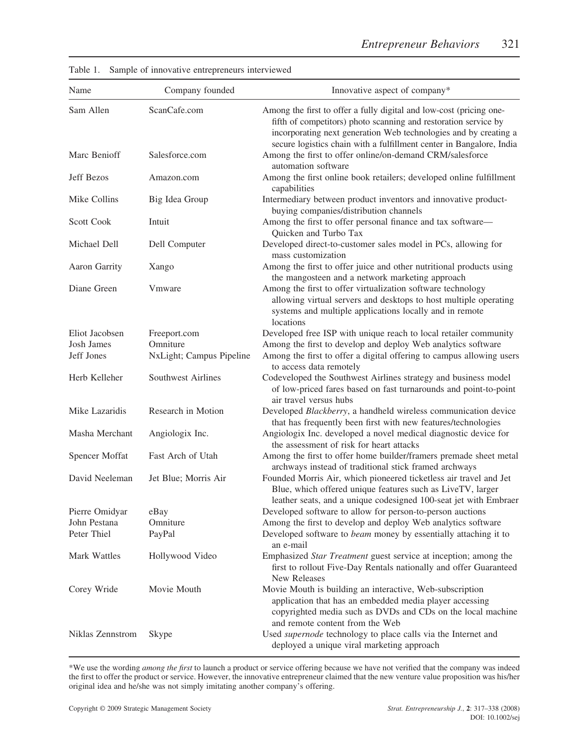Table 1. Sample of innovative entrepreneurs interviewed

| Name | Company founded | Innovative aspect of company* |
|---|---|---|
| Sam Allen | ScanCafe.com | Among the first to offer a fully digital and low-cost (pricing one-fifth of competitors) photo scanning and restoration service by incorporating next generation Web technologies and by creating a secure logistics chain with a fulfillment center in Bangalore, India |
| Marc Benioff | Salesforce.com | Among the first to offer online/on-demand CRM/salesforce automation software |
| Jeff Bezos | Amazon.com | Among the first online book retailers; developed online fulfillment capabilities |
| Mike Collins | Big Idea Group | Intermediary between product inventors and innovative product-buying companies/distribution channels |
| Scott Cook | Intuit | Among the first to offer personal finance and tax software—Quicken and Turbo Tax |
| Michael Dell | Dell Computer | Developed direct-to-customer sales model in PCs, allowing for mass customization |
| Aaron Garrity | Xango | Among the first to offer juice and other nutritional products using the mangosteen and a network marketing approach |
| Diane Green | Vmware | Among the first to offer virtualization software technology allowing virtual servers and desktops to host multiple operating systems and multiple applications locally and in remote locations |
| Eliot Jacobsen | Freeport.com | Developed free ISP with unique reach to local retailer community |
| Josh James | Omniture | Among the first to develop and deploy Web analytics software |
| Jeff Jones | NxLight; Campus Pipeline | Among the first to offer a digital offering to campus allowing users to access data remotely |
| Herb Kelleher | Southwest Airlines | Codeveloped the Southwest Airlines strategy and business model of low-priced fares based on fast turnarounds and point-to-point air travel versus hubs |
| Mike Lazaridis | Research in Motion | Developed *Blackberry*, a handheld wireless communication device that has frequently been first with new features/technologies |
| Masha Merchant | Angiologix Inc. | Angiologix Inc. developed a novel medical diagnostic device for the assessment of risk for heart attacks |
| Spencer Moffat | Fast Arch of Utah | Among the first to offer home builder/framers premade sheet metal archways instead of traditional stick framed archways |
| David Neeleman | Jet Blue; Morris Air | Founded Morris Air, which pioneered ticketless air travel and Jet Blue, which offered unique features such as LiveTV, larger leather seats, and a unique codesigned 100-seat jet with Embraer |
| Pierre Omidyar | eBay | Developed software to allow for person-to-person auctions |
| John Pestana | Omniture | Among the first to develop and deploy Web analytics software |
| Peter Thiel | PayPal | Developed software to *beam* money by essentially attaching it to an e-mail |
| Mark Wattles | Hollywood Video | Emphasized *Star Treatment* guest service at inception; among the first to rollout Five-Day Rentals nationally and offer Guaranteed New Releases |
| Corey Wride | Movie Mouth | Movie Mouth is building an interactive, Web-subscription application that has an embedded media player accessing copyrighted media such as DVDs and CDs on the local machine and remote content from the Web |
| Niklas Zennstrom | Skype | Used *supernode* technology to place calls via the Internet and deployed a unique viral marketing approach |

*We use the wording *among the first* to launch a product or service offering because we have not verified that the company was indeed the first to offer the product or service. However, the innovative entrepreneur claimed that the new venture value proposition was his/her original idea and he/she was not simply imitating another company's offering.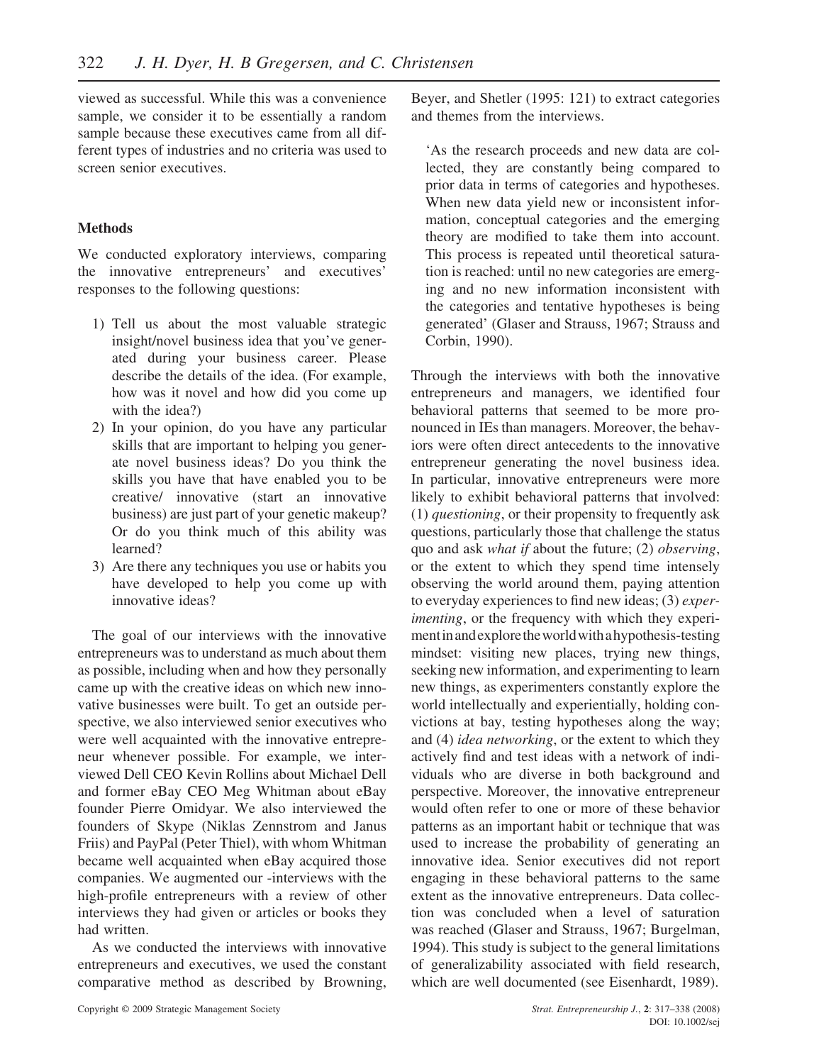viewed as successful. While this was a convenience sample, we consider it to be essentially a random sample because these executives came from all different types of industries and no criteria was used to screen senior executives.

## Methods

We conducted exploratory interviews, comparing the innovative entrepreneurs' and executives' responses to the following questions:

1) Tell us about the most valuable strategic insight/novel business idea that you've generated during your business career. Please describe the details of the idea. (For example, how was it novel and how did you come up with the idea?)
2) In your opinion, do you have any particular skills that are important to helping you generate novel business ideas? Do you think the skills you have that have enabled you to be creative/ innovative (start an innovative business) are just part of your genetic makeup? Or do you think much of this ability was learned?
3) Are there any techniques you use or habits you have developed to help you come up with innovative ideas?

The goal of our interviews with the innovative entrepreneurs was to understand as much about them as possible, including when and how they personally came up with the creative ideas on which new innovative businesses were built. To get an outside perspective, we also interviewed senior executives who were well acquainted with the innovative entrepreneur whenever possible. For example, we interviewed Dell CEO Kevin Rollins about Michael Dell and former eBay CEO Meg Whitman about eBay founder Pierre Omidyar. We also interviewed the founders of Skype (Niklas Zennstrom and Janus Friis) and PayPal (Peter Thiel), with whom Whitman became well acquainted when eBay acquired those companies. We augmented our -interviews with the high-profile entrepreneurs with a review of other interviews they had given or articles or books they had written.

As we conducted the interviews with innovative entrepreneurs and executives, we used the constant comparative method as described by Browning, Beyer, and Shetler (1995: 121) to extract categories and themes from the interviews.

> 'As the research proceeds and new data are collected, they are constantly being compared to prior data in terms of categories and hypotheses. When new data yield new or inconsistent information, conceptual categories and the emerging theory are modified to take them into account. This process is repeated until theoretical saturation is reached: until no new categories are emerging and no new information inconsistent with the categories and tentative hypotheses is being generated' (Glaser and Strauss, 1967; Strauss and Corbin, 1990).

Through the interviews with both the innovative entrepreneurs and managers, we identified four behavioral patterns that seemed to be more pronounced in IEs than managers. Moreover, the behaviors were often direct antecedents to the innovative entrepreneur generating the novel business idea. In particular, innovative entrepreneurs were more likely to exhibit behavioral patterns that involved: (1) *questioning*, or their propensity to frequently ask questions, particularly those that challenge the status quo and ask *what if* about the future; (2) *observing*, or the extent to which they spend time intensely observing the world around them, paying attention to everyday experiences to find new ideas; (3) *experimenting*, or the frequency with which they experiment in and explore the world with a hypothesis-testing mindset: visiting new places, trying new things, seeking new information, and experimenting to learn new things, as experimenters constantly explore the world intellectually and experientially, holding convictions at bay, testing hypotheses along the way; and (4) *idea networking*, or the extent to which they actively find and test ideas with a network of individuals who are diverse in both background and perspective. Moreover, the innovative entrepreneur would often refer to one or more of these behavior patterns as an important habit or technique that was used to increase the probability of generating an innovative idea. Senior executives did not report engaging in these behavioral patterns to the same extent as the innovative entrepreneurs. Data collection was concluded when a level of saturation was reached (Glaser and Strauss, 1967; Burgelman, 1994). This study is subject to the general limitations of generalizability associated with field research, which are well documented (see Eisenhardt, 1989).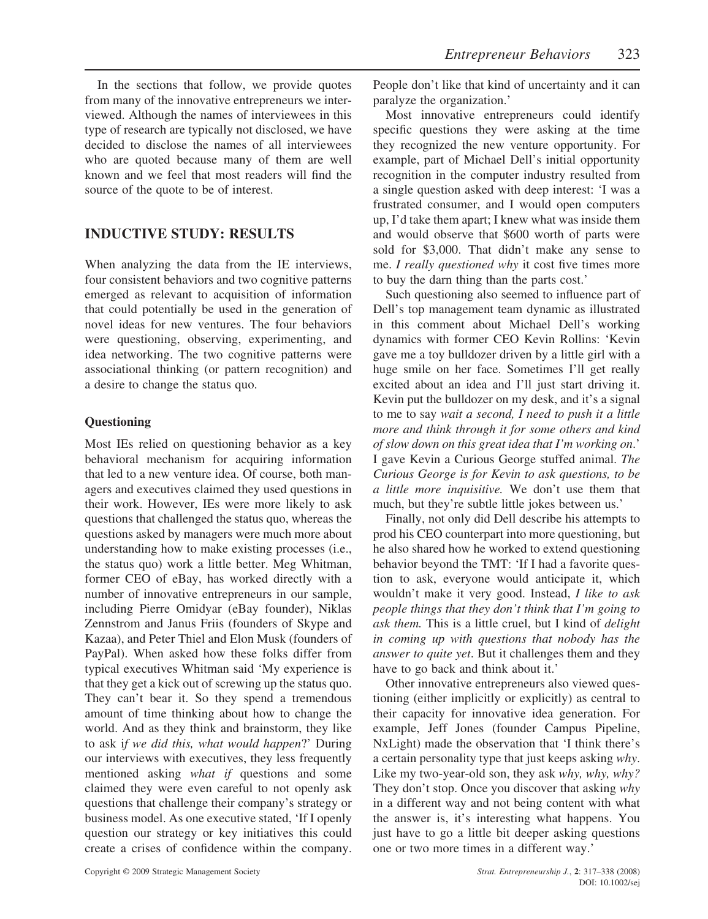In the sections that follow, we provide quotes from many of the innovative entrepreneurs we interviewed. Although the names of interviewees in this type of research are typically not disclosed, we have decided to disclose the names of all interviewees who are quoted because many of them are well known and we feel that most readers will find the source of the quote to be of interest.

## INDUCTIVE STUDY: RESULTS

When analyzing the data from the IE interviews, four consistent behaviors and two cognitive patterns emerged as relevant to acquisition of information that could potentially be used in the generation of novel ideas for new ventures. The four behaviors were questioning, observing, experimenting, and idea networking. The two cognitive patterns were associational thinking (or pattern recognition) and a desire to change the status quo.

### Questioning

Most IEs relied on questioning behavior as a key behavioral mechanism for acquiring information that led to a new venture idea. Of course, both managers and executives claimed they used questions in their work. However, IEs were more likely to ask questions that challenged the status quo, whereas the questions asked by managers were much more about understanding how to make existing processes (i.e., the status quo) work a little better. Meg Whitman, former CEO of eBay, has worked directly with a number of innovative entrepreneurs in our sample, including Pierre Omidyar (eBay founder), Niklas Zennstrom and Janus Friis (founders of Skype and Kazaa), and Peter Thiel and Elon Musk (founders of PayPal). When asked how these folks differ from typical executives Whitman said 'My experience is that they get a kick out of screwing up the status quo. They can't bear it. So they spend a tremendous amount of time thinking about how to change the world. And as they think and brainstorm, they like to ask i*f we did this, what would happen*?' During our interviews with executives, they less frequently mentioned asking *what if* questions and some claimed they were even careful to not openly ask questions that challenge their company's strategy or business model. As one executive stated, 'If I openly question our strategy or key initiatives this could create a crises of confidence within the company. People don't like that kind of uncertainty and it can paralyze the organization.'

Most innovative entrepreneurs could identify specific questions they were asking at the time they recognized the new venture opportunity. For example, part of Michael Dell's initial opportunity recognition in the computer industry resulted from a single question asked with deep interest: 'I was a frustrated consumer, and I would open computers up, I'd take them apart; I knew what was inside them and would observe that $600 worth of parts were sold for $3,000. That didn't make any sense to me. *I really questioned why* it cost five times more to buy the darn thing than the parts cost.'

Such questioning also seemed to influence part of Dell's top management team dynamic as illustrated in this comment about Michael Dell's working dynamics with former CEO Kevin Rollins: 'Kevin gave me a toy bulldozer driven by a little girl with a huge smile on her face. Sometimes I'll get really excited about an idea and I'll just start driving it. Kevin put the bulldozer on my desk, and it's a signal to me to say *wait a second, I need to push it a little more and think through it for some others and kind of slow down on this great idea that I'm working on*.' I gave Kevin a Curious George stuffed animal. *The Curious George is for Kevin to ask questions, to be a little more inquisitive.* We don't use them that much, but they're subtle little jokes between us.'

Finally, not only did Dell describe his attempts to prod his CEO counterpart into more questioning, but he also shared how he worked to extend questioning behavior beyond the TMT: 'If I had a favorite question to ask, everyone would anticipate it, which wouldn't make it very good. Instead, *I like to ask people things that they don't think that I'm going to ask them.* This is a little cruel, but I kind of *delight in coming up with questions that nobody has the answer to quite yet*. But it challenges them and they have to go back and think about it.'

Other innovative entrepreneurs also viewed questioning (either implicitly or explicitly) as central to their capacity for innovative idea generation. For example, Jeff Jones (founder Campus Pipeline, NxLight) made the observation that 'I think there's a certain personality type that just keeps asking *why*. Like my two-year-old son, they ask *why, why, why?* They don't stop. Once you discover that asking *why* in a different way and not being content with what the answer is, it's interesting what happens. You just have to go a little bit deeper asking questions one or two more times in a different way.'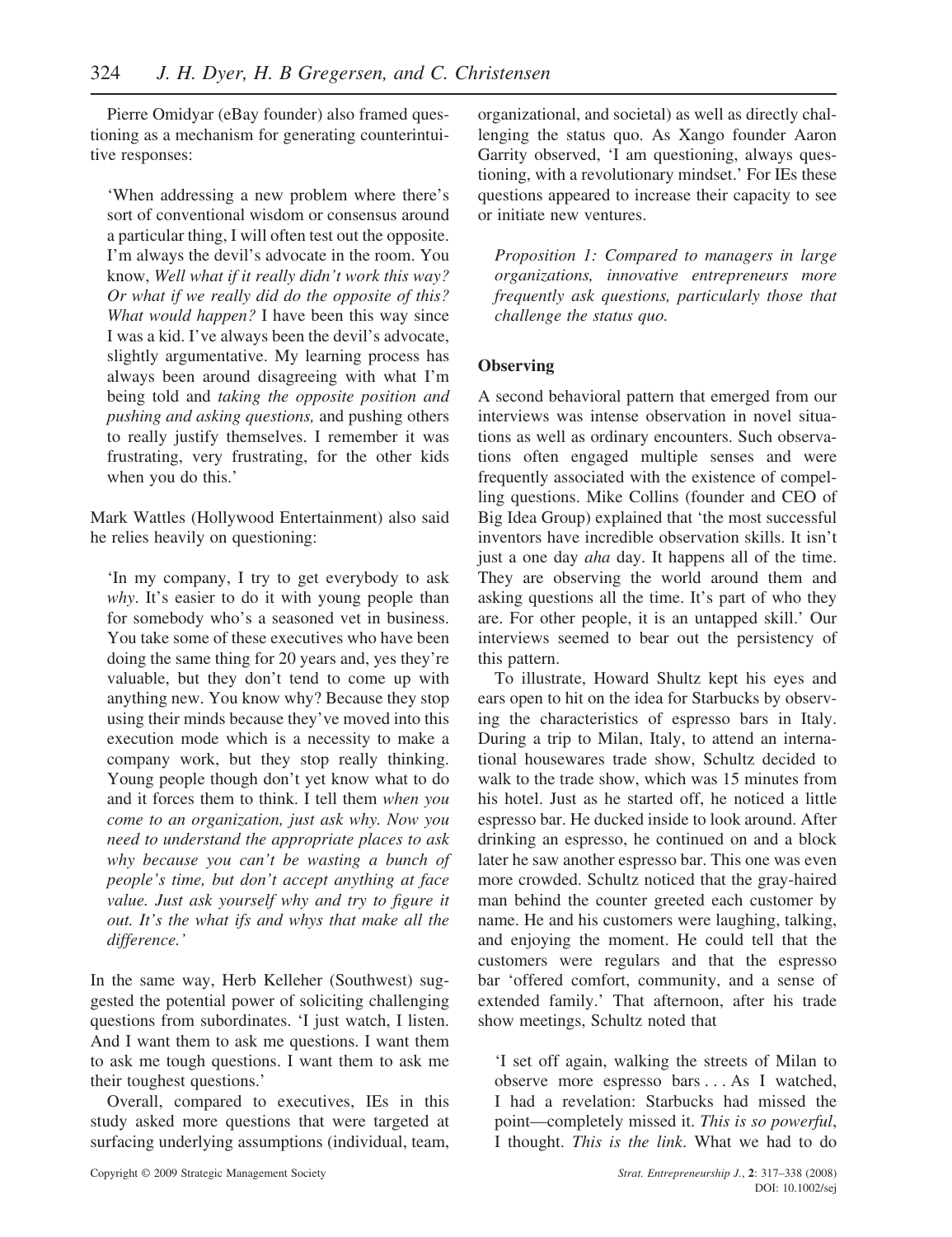Pierre Omidyar (eBay founder) also framed questioning as a mechanism for generating counterintuitive responses:

> 'When addressing a new problem where there's sort of conventional wisdom or consensus around a particular thing, I will often test out the opposite. I'm always the devil's advocate in the room. You know, *Well what if it really didn't work this way? Or what if we really did do the opposite of this? What would happen?* I have been this way since I was a kid. I've always been the devil's advocate, slightly argumentative. My learning process has always been around disagreeing with what I'm being told and *taking the opposite position and pushing and asking questions,* and pushing others to really justify themselves. I remember it was frustrating, very frustrating, for the other kids when you do this.'

Mark Wattles (Hollywood Entertainment) also said he relies heavily on questioning:

> 'In my company, I try to get everybody to ask *why*. It's easier to do it with young people than for somebody who's a seasoned vet in business. You take some of these executives who have been doing the same thing for 20 years and, yes they're valuable, but they don't tend to come up with anything new. You know why? Because they stop using their minds because they've moved into this execution mode which is a necessity to make a company work, but they stop really thinking. Young people though don't yet know what to do and it forces them to think. I tell them *when you come to an organization, just ask why. Now you need to understand the appropriate places to ask why because you can't be wasting a bunch of people's time, but don't accept anything at face value. Just ask yourself why and try to figure it out. It's the what ifs and whys that make all the difference.'*

In the same way, Herb Kelleher (Southwest) suggested the potential power of soliciting challenging questions from subordinates. 'I just watch, I listen. And I want them to ask me questions. I want them to ask me tough questions. I want them to ask me their toughest questions.'

Overall, compared to executives, IEs in this study asked more questions that were targeted at surfacing underlying assumptions (individual, team, organizational, and societal) as well as directly challenging the status quo. As Xango founder Aaron Garrity observed, 'I am questioning, always questioning, with a revolutionary mindset.' For IEs these questions appeared to increase their capacity to see or initiate new ventures.

*Proposition 1: Compared to managers in large organizations, innovative entrepreneurs more frequently ask questions, particularly those that challenge the status quo.*

### Observing

A second behavioral pattern that emerged from our interviews was intense observation in novel situations as well as ordinary encounters. Such observations often engaged multiple senses and were frequently associated with the existence of compelling questions. Mike Collins (founder and CEO of Big Idea Group) explained that 'the most successful inventors have incredible observation skills. It isn't just a one day *aha* day. It happens all of the time. They are observing the world around them and asking questions all the time. It's part of who they are. For other people, it is an untapped skill.' Our interviews seemed to bear out the persistency of this pattern.

To illustrate, Howard Shultz kept his eyes and ears open to hit on the idea for Starbucks by observing the characteristics of espresso bars in Italy. During a trip to Milan, Italy, to attend an international housewares trade show, Schultz decided to walk to the trade show, which was 15 minutes from his hotel. Just as he started off, he noticed a little espresso bar. He ducked inside to look around. After drinking an espresso, he continued on and a block later he saw another espresso bar. This one was even more crowded. Schultz noticed that the gray-haired man behind the counter greeted each customer by name. He and his customers were laughing, talking, and enjoying the moment. He could tell that the customers were regulars and that the espresso bar 'offered comfort, community, and a sense of extended family.' That afternoon, after his trade show meetings, Schultz noted that

> 'I set off again, walking the streets of Milan to observe more espresso bars . . . As I watched, I had a revelation: Starbucks had missed the point—completely missed it. *This is so powerful*, I thought. *This is the link*. What we had to do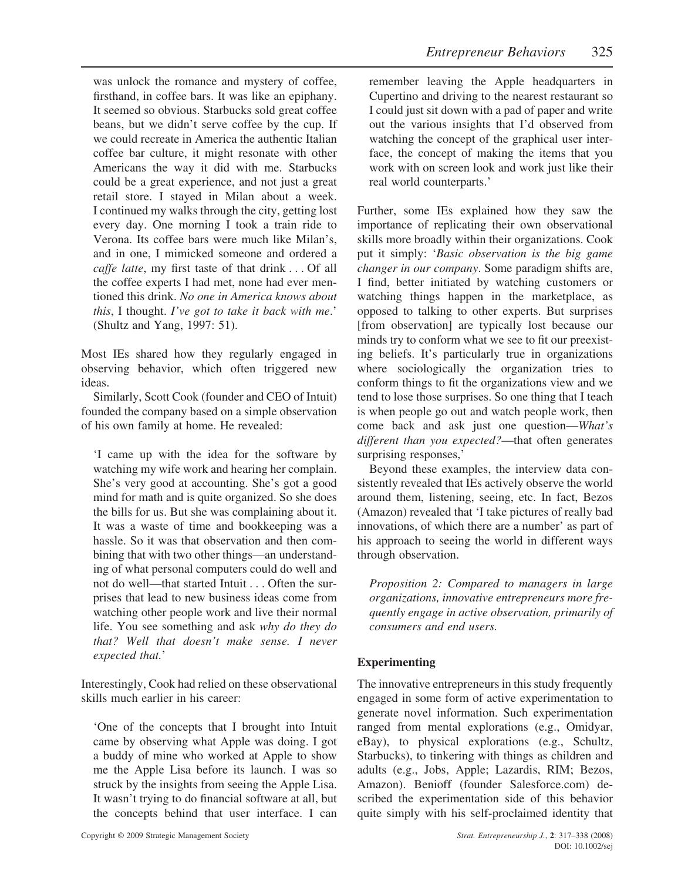was unlock the romance and mystery of coffee, firsthand, in coffee bars. It was like an epiphany. It seemed so obvious. Starbucks sold great coffee beans, but we didn't serve coffee by the cup. If we could recreate in America the authentic Italian coffee bar culture, it might resonate with other Americans the way it did with me. Starbucks could be a great experience, and not just a great retail store. I stayed in Milan about a week. I continued my walks through the city, getting lost every day. One morning I took a train ride to Verona. Its coffee bars were much like Milan's, and in one, I mimicked someone and ordered a *caffe latte*, my first taste of that drink . . . Of all the coffee experts I had met, none had ever mentioned this drink. *No one in America knows about this*, I thought. *I've got to take it back with me*.' (Shultz and Yang, 1997: 51).

Most IEs shared how they regularly engaged in observing behavior, which often triggered new ideas.

Similarly, Scott Cook (founder and CEO of Intuit) founded the company based on a simple observation of his own family at home. He revealed:

> 'I came up with the idea for the software by watching my wife work and hearing her complain. She's very good at accounting. She's got a good mind for math and is quite organized. So she does the bills for us. But she was complaining about it. It was a waste of time and bookkeeping was a hassle. So it was that observation and then combining that with two other things—an understanding of what personal computers could do well and not do well—that started Intuit . . . Often the surprises that lead to new business ideas come from watching other people work and live their normal life. You see something and ask *why do they do that? Well that doesn't make sense. I never expected that.*'

Interestingly, Cook had relied on these observational skills much earlier in his career:

> 'One of the concepts that I brought into Intuit came by observing what Apple was doing. I got a buddy of mine who worked at Apple to show me the Apple Lisa before its launch. I was so struck by the insights from seeing the Apple Lisa. It wasn't trying to do financial software at all, but the concepts behind that user interface. I can remember leaving the Apple headquarters in Cupertino and driving to the nearest restaurant so I could just sit down with a pad of paper and write out the various insights that I'd observed from watching the concept of the graphical user interface, the concept of making the items that you work with on screen look and work just like their real world counterparts.'

Further, some IEs explained how they saw the importance of replicating their own observational skills more broadly within their organizations. Cook put it simply: '*Basic observation is the big game changer in our company*. Some paradigm shifts are, I find, better initiated by watching customers or watching things happen in the marketplace, as opposed to talking to other experts. But surprises [from observation] are typically lost because our minds try to conform what we see to fit our preexisting beliefs. It's particularly true in organizations where sociologically the organization tries to conform things to fit the organizations view and we tend to lose those surprises. So one thing that I teach is when people go out and watch people work, then come back and ask just one question—*What's different than you expected?*—that often generates surprising responses,'

Beyond these examples, the interview data consistently revealed that IEs actively observe the world around them, listening, seeing, etc. In fact, Bezos (Amazon) revealed that 'I take pictures of really bad innovations, of which there are a number' as part of his approach to seeing the world in different ways through observation.

*Proposition 2: Compared to managers in large organizations, innovative entrepreneurs more frequently engage in active observation, primarily of consumers and end users.*

### Experimenting

The innovative entrepreneurs in this study frequently engaged in some form of active experimentation to generate novel information. Such experimentation ranged from mental explorations (e.g., Omidyar, eBay), to physical explorations (e.g., Schultz, Starbucks), to tinkering with things as children and adults (e.g., Jobs, Apple; Lazardis, RIM; Bezos, Amazon). Benioff (founder Salesforce.com) described the experimentation side of this behavior quite simply with his self-proclaimed identity that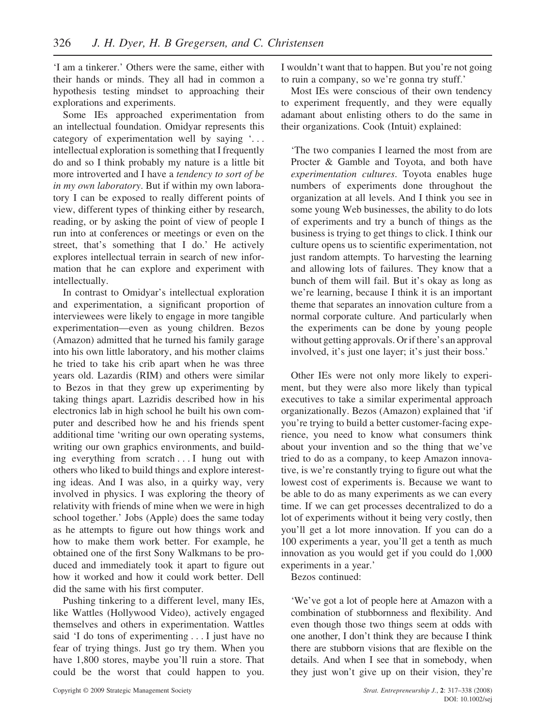'I am a tinkerer.' Others were the same, either with their hands or minds. They all had in common a hypothesis testing mindset to approaching their explorations and experiments.

Some IEs approached experimentation from an intellectual foundation. Omidyar represents this category of experimentation well by saying '. . . intellectual exploration is something that I frequently do and so I think probably my nature is a little bit more introverted and I have a *tendency to sort of be in my own laboratory*. But if within my own laboratory I can be exposed to really different points of view, different types of thinking either by research, reading, or by asking the point of view of people I run into at conferences or meetings or even on the street, that's something that I do.' He actively explores intellectual terrain in search of new information that he can explore and experiment with intellectually.

In contrast to Omidyar's intellectual exploration and experimentation, a significant proportion of interviewees were likely to engage in more tangible experimentation—even as young children. Bezos (Amazon) admitted that he turned his family garage into his own little laboratory, and his mother claims he tried to take his crib apart when he was three years old. Lazardis (RIM) and others were similar to Bezos in that they grew up experimenting by taking things apart. Lazridis described how in his electronics lab in high school he built his own computer and described how he and his friends spent additional time 'writing our own operating systems, writing our own graphics environments, and building everything from scratch . . . I hung out with others who liked to build things and explore interesting ideas. And I was also, in a quirky way, very involved in physics. I was exploring the theory of relativity with friends of mine when we were in high school together.' Jobs (Apple) does the same today as he attempts to figure out how things work and how to make them work better. For example, he obtained one of the first Sony Walkmans to be produced and immediately took it apart to figure out how it worked and how it could work better. Dell did the same with his first computer.

Pushing tinkering to a different level, many IEs, like Wattles (Hollywood Video), actively engaged themselves and others in experimentation. Wattles said 'I do tons of experimenting . . . I just have no fear of trying things. Just go try them. When you have 1,800 stores, maybe you'll ruin a store. That could be the worst that could happen to you. I wouldn't want that to happen. But you're not going to ruin a company, so we're gonna try stuff.'

Most IEs were conscious of their own tendency to experiment frequently, and they were equally adamant about enlisting others to do the same in their organizations. Cook (Intuit) explained:

> 'The two companies I learned the most from are Procter & Gamble and Toyota, and both have *experimentation cultures*. Toyota enables huge numbers of experiments done throughout the organization at all levels. And I think you see in some young Web businesses, the ability to do lots of experiments and try a bunch of things as the business is trying to get things to click. I think our culture opens us to scientific experimentation, not just random attempts. To harvesting the learning and allowing lots of failures. They know that a bunch of them will fail. But it's okay as long as we're learning, because I think it is an important theme that separates an innovation culture from a normal corporate culture. And particularly when the experiments can be done by young people without getting approvals. Or if there's an approval involved, it's just one layer; it's just their boss.'

Other IEs were not only more likely to experiment, but they were also more likely than typical executives to take a similar experimental approach organizationally. Bezos (Amazon) explained that 'if you're trying to build a better customer-facing experience, you need to know what consumers think about your invention and so the thing that we've tried to do as a company, to keep Amazon innovative, is we're constantly trying to figure out what the lowest cost of experiments is. Because we want to be able to do as many experiments as we can every time. If we can get processes decentralized to do a lot of experiments without it being very costly, then you'll get a lot more innovation. If you can do a 100 experiments a year, you'll get a tenth as much innovation as you would get if you could do 1,000 experiments in a year.'

Bezos continued:

> 'We've got a lot of people here at Amazon with a combination of stubbornness and flexibility. And even though those two things seem at odds with one another, I don't think they are because I think there are stubborn visions that are flexible on the details. And when I see that in somebody, when they just won't give up on their vision, they're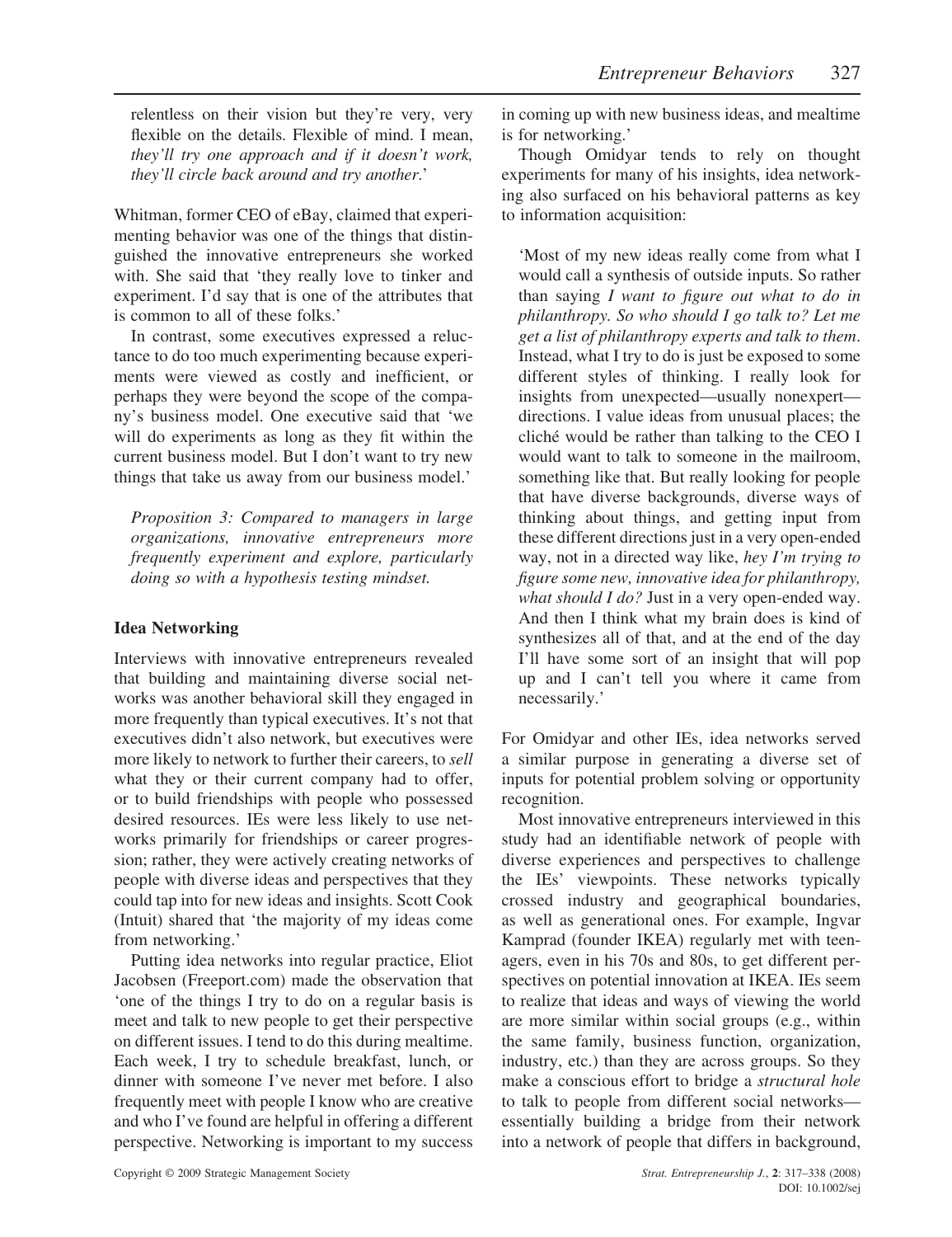relentless on their vision but they're very, very flexible on the details. Flexible of mind. I mean, *they'll try one approach and if it doesn't work, they'll circle back around and try another.*'

Whitman, former CEO of eBay, claimed that experimenting behavior was one of the things that distinguished the innovative entrepreneurs she worked with. She said that 'they really love to tinker and experiment. I'd say that is one of the attributes that is common to all of these folks.'

In contrast, some executives expressed a reluctance to do too much experimenting because experiments were viewed as costly and inefficient, or perhaps they were beyond the scope of the company's business model. One executive said that 'we will do experiments as long as they fit within the current business model. But I don't want to try new things that take us away from our business model.'

*Proposition 3: Compared to managers in large organizations, innovative entrepreneurs more frequently experiment and explore, particularly doing so with a hypothesis testing mindset.*

**Idea Networking**

Interviews with innovative entrepreneurs revealed that building and maintaining diverse social networks was another behavioral skill they engaged in more frequently than typical executives. It's not that executives didn't also network, but executives were more likely to network to further their careers, to *sell* what they or their current company had to offer, or to build friendships with people who possessed desired resources. IEs were less likely to use networks primarily for friendships or career progression; rather, they were actively creating networks of people with diverse ideas and perspectives that they could tap into for new ideas and insights. Scott Cook (Intuit) shared that 'the majority of my ideas come from networking.'

Putting idea networks into regular practice, Eliot Jacobsen (Freeport.com) made the observation that 'one of the things I try to do on a regular basis is meet and talk to new people to get their perspective on different issues. I tend to do this during mealtime. Each week, I try to schedule breakfast, lunch, or dinner with someone I've never met before. I also frequently meet with people I know who are creative and who I've found are helpful in offering a different perspective. Networking is important to my success in coming up with new business ideas, and mealtime is for networking.'

Though Omidyar tends to rely on thought experiments for many of his insights, idea networking also surfaced on his behavioral patterns as key to information acquisition:

> 'Most of my new ideas really come from what I would call a synthesis of outside inputs. So rather than saying *I want to figure out what to do in philanthropy. So who should I go talk to? Let me get a list of philanthropy experts and talk to them*. Instead, what I try to do is just be exposed to some different styles of thinking. I really look for insights from unexpected—usually nonexpert—directions. I value ideas from unusual places; the cliché would be rather than talking to the CEO I would want to talk to someone in the mailroom, something like that. But really looking for people that have diverse backgrounds, diverse ways of thinking about things, and getting input from these different directions just in a very open-ended way, not in a directed way like, *hey I'm trying to figure some new, innovative idea for philanthropy, what should I do?* Just in a very open-ended way. And then I think what my brain does is kind of synthesizes all of that, and at the end of the day I'll have some sort of an insight that will pop up and I can't tell you where it came from necessarily.'

For Omidyar and other IEs, idea networks served a similar purpose in generating a diverse set of inputs for potential problem solving or opportunity recognition.

Most innovative entrepreneurs interviewed in this study had an identifiable network of people with diverse experiences and perspectives to challenge the IEs' viewpoints. These networks typically crossed industry and geographical boundaries, as well as generational ones. For example, Ingvar Kamprad (founder IKEA) regularly met with teenagers, even in his 70s and 80s, to get different perspectives on potential innovation at IKEA. IEs seem to realize that ideas and ways of viewing the world are more similar within social groups (e.g., within the same family, business function, organization, industry, etc.) than they are across groups. So they make a conscious effort to bridge a *structural hole* to talk to people from different social networks—essentially building a bridge from their network into a network of people that differs in background,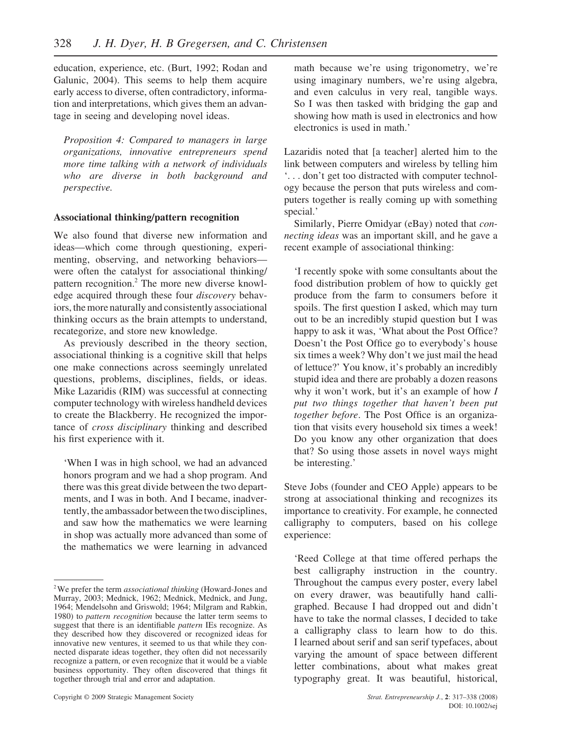education, experience, etc. (Burt, 1992; Rodan and Galunic, 2004). This seems to help them acquire early access to diverse, often contradictory, information and interpretations, which gives them an advantage in seeing and developing novel ideas.

*Proposition 4: Compared to managers in large organizations, innovative entrepreneurs spend more time talking with a network of individuals who are diverse in both background and perspective.*

### Associational thinking/pattern recognition

We also found that diverse new information and ideas—which come through questioning, experimenting, observing, and networking behaviors—were often the catalyst for associational thinking/pattern recognition.[2] The more new diverse knowledge acquired through these four *discovery* behaviors, the more naturally and consistently associational thinking occurs as the brain attempts to understand, recategorize, and store new knowledge.

As previously described in the theory section, associational thinking is a cognitive skill that helps one make connections across seemingly unrelated questions, problems, disciplines, fields, or ideas. Mike Lazaridis (RIM) was successful at connecting computer technology with wireless handheld devices to create the Blackberry. He recognized the importance of *cross disciplinary* thinking and described his first experience with it.

> 'When I was in high school, we had an advanced honors program and we had a shop program. And there was this great divide between the two departments, and I was in both. And I became, inadvertently, the ambassador between the two disciplines, and saw how the mathematics we were learning in shop was actually more advanced than some of the mathematics we were learning in advanced math because we're using trigonometry, we're using imaginary numbers, we're using algebra, and even calculus in very real, tangible ways. So I was then tasked with bridging the gap and showing how math is used in electronics and how electronics is used in math.'

Lazaridis noted that [a teacher] alerted him to the link between computers and wireless by telling him '. . . don't get too distracted with computer technology because the person that puts wireless and computers together is really coming up with something special.'

Similarly, Pierre Omidyar (eBay) noted that *connecting ideas* was an important skill, and he gave a recent example of associational thinking:

> 'I recently spoke with some consultants about the food distribution problem of how to quickly get produce from the farm to consumers before it spoils. The first question I asked, which may turn out to be an incredibly stupid question but I was happy to ask it was, 'What about the Post Office? Doesn't the Post Office go to everybody's house six times a week? Why don't we just mail the head of lettuce?' You know, it's probably an incredibly stupid idea and there are probably a dozen reasons why it won't work, but it's an example of how *I put two things together that haven't been put together before*. The Post Office is an organization that visits every household six times a week! Do you know any other organization that does that? So using those assets in novel ways might be interesting.'

Steve Jobs (founder and CEO Apple) appears to be strong at associational thinking and recognizes its importance to creativity. For example, he connected calligraphy to computers, based on his college experience:

> 'Reed College at that time offered perhaps the best calligraphy instruction in the country. Throughout the campus every poster, every label on every drawer, was beautifully hand calligraphed. Because I had dropped out and didn't have to take the normal classes, I decided to take a calligraphy class to learn how to do this. I learned about serif and san serif typefaces, about varying the amount of space between different letter combinations, about what makes great typography great. It was beautiful, historical,

[2] We prefer the term *associational thinking* (Howard-Jones and Murray, 2003; Mednick, 1962; Mednick, Mednick, and Jung, 1964; Mendelsohn and Griswold; 1964; Milgram and Rabkin, 1980) to *pattern recognition* because the latter term seems to suggest that there is an identifiable *pattern* IEs recognize. As they described how they discovered or recognized ideas for innovative new ventures, it seemed to us that while they connected disparate ideas together, they often did not necessarily recognize a pattern, or even recognize that it would be a viable business opportunity. They often discovered that things fit together through trial and error and adaptation.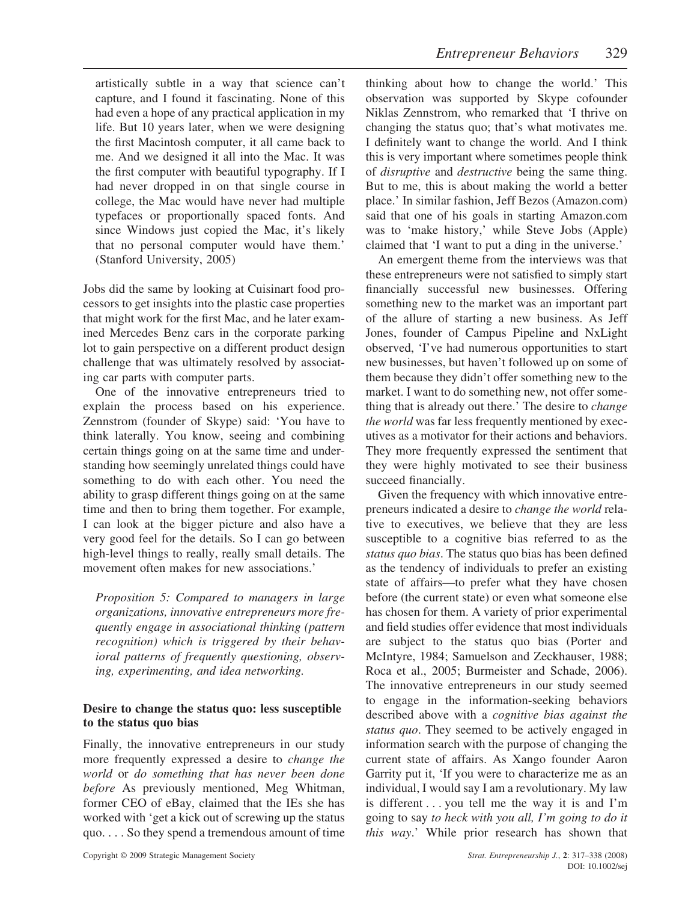artistically subtle in a way that science can't capture, and I found it fascinating. None of this had even a hope of any practical application in my life. But 10 years later, when we were designing the first Macintosh computer, it all came back to me. And we designed it all into the Mac. It was the first computer with beautiful typography. If I had never dropped in on that single course in college, the Mac would have never had multiple typefaces or proportionally spaced fonts. And since Windows just copied the Mac, it's likely that no personal computer would have them.' (Stanford University, 2005)

Jobs did the same by looking at Cuisinart food processors to get insights into the plastic case properties that might work for the first Mac, and he later examined Mercedes Benz cars in the corporate parking lot to gain perspective on a different product design challenge that was ultimately resolved by associating car parts with computer parts.

One of the innovative entrepreneurs tried to explain the process based on his experience. Zennstrom (founder of Skype) said: 'You have to think laterally. You know, seeing and combining certain things going on at the same time and understanding how seemingly unrelated things could have something to do with each other. You need the ability to grasp different things going on at the same time and then to bring them together. For example, I can look at the bigger picture and also have a very good feel for the details. So I can go between high-level things to really, really small details. The movement often makes for new associations.'

*Proposition 5: Compared to managers in large organizations, innovative entrepreneurs more frequently engage in associational thinking (pattern recognition) which is triggered by their behavioral patterns of frequently questioning, observing, experimenting, and idea networking.*

### Desire to change the status quo: less susceptible to the status quo bias

Finally, the innovative entrepreneurs in our study more frequently expressed a desire to *change the world* or *do something that has never been done before* As previously mentioned, Meg Whitman, former CEO of eBay, claimed that the IEs she has worked with 'get a kick out of screwing up the status quo. . . . So they spend a tremendous amount of time thinking about how to change the world.' This observation was supported by Skype cofounder Niklas Zennstrom, who remarked that 'I thrive on changing the status quo; that's what motivates me. I definitely want to change the world. And I think this is very important where sometimes people think of *disruptive* and *destructive* being the same thing. But to me, this is about making the world a better place.' In similar fashion, Jeff Bezos (Amazon.com) said that one of his goals in starting Amazon.com was to 'make history,' while Steve Jobs (Apple) claimed that 'I want to put a ding in the universe.'

An emergent theme from the interviews was that these entrepreneurs were not satisfied to simply start financially successful new businesses. Offering something new to the market was an important part of the allure of starting a new business. As Jeff Jones, founder of Campus Pipeline and NxLight observed, 'I've had numerous opportunities to start new businesses, but haven't followed up on some of them because they didn't offer something new to the market. I want to do something new, not offer something that is already out there.' The desire to *change the world* was far less frequently mentioned by executives as a motivator for their actions and behaviors. They more frequently expressed the sentiment that they were highly motivated to see their business succeed financially.

Given the frequency with which innovative entrepreneurs indicated a desire to *change the world* relative to executives, we believe that they are less susceptible to a cognitive bias referred to as the *status quo bias*. The status quo bias has been defined as the tendency of individuals to prefer an existing state of affairs—to prefer what they have chosen before (the current state) or even what someone else has chosen for them. A variety of prior experimental and field studies offer evidence that most individuals are subject to the status quo bias (Porter and McIntyre, 1984; Samuelson and Zeckhauser, 1988; Roca et al., 2005; Burmeister and Schade, 2006). The innovative entrepreneurs in our study seemed to engage in the information-seeking behaviors described above with a *cognitive bias against the status quo*. They seemed to be actively engaged in information search with the purpose of changing the current state of affairs. As Xango founder Aaron Garrity put it, 'If you were to characterize me as an individual, I would say I am a revolutionary. My law is different . . . you tell me the way it is and I'm going to say *to heck with you all, I'm going to do it this way*.' While prior research has shown that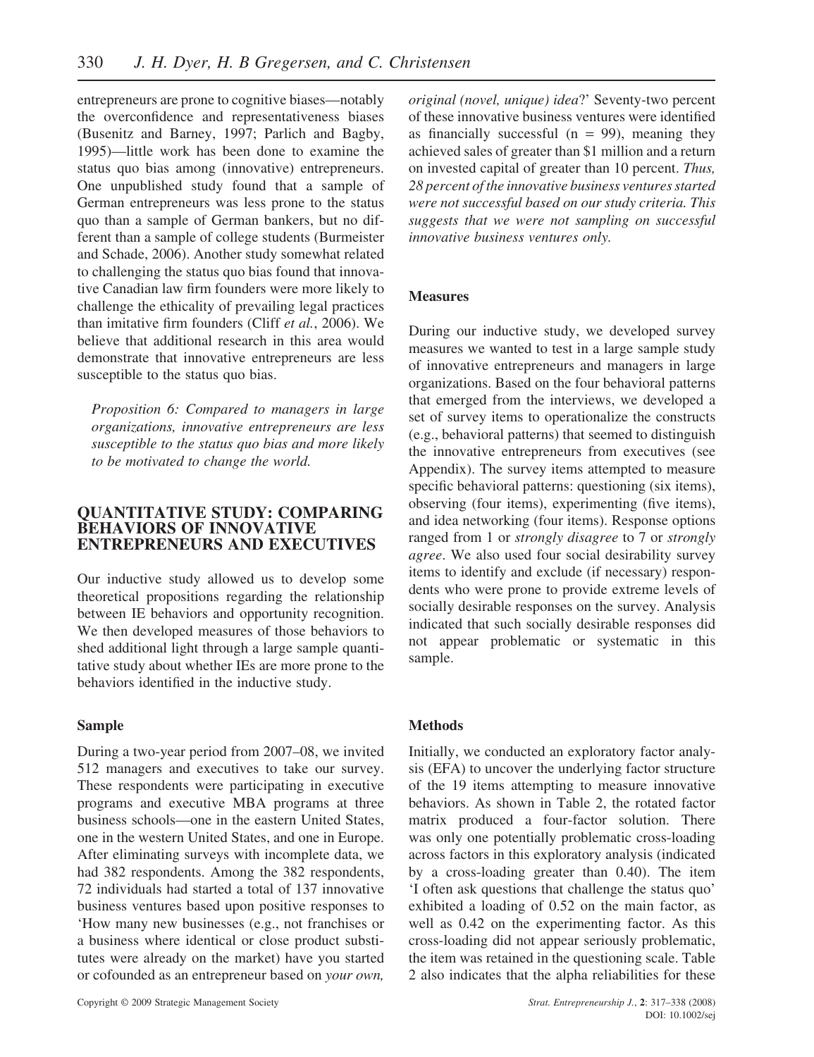entrepreneurs are prone to cognitive biases—notably the overconfidence and representativeness biases (Busenitz and Barney, 1997; Parlich and Bagby, 1995)—little work has been done to examine the status quo bias among (innovative) entrepreneurs. One unpublished study found that a sample of German entrepreneurs was less prone to the status quo than a sample of German bankers, but no different than a sample of college students (Burmeister and Schade, 2006). Another study somewhat related to challenging the status quo bias found that innovative Canadian law firm founders were more likely to challenge the ethicality of prevailing legal practices than imitative firm founders (Cliff *et al.*, 2006). We believe that additional research in this area would demonstrate that innovative entrepreneurs are less susceptible to the status quo bias.

*Proposition 6: Compared to managers in large organizations, innovative entrepreneurs are less susceptible to the status quo bias and more likely to be motivated to change the world.*

## QUANTITATIVE STUDY: COMPARING BEHAVIORS OF INNOVATIVE ENTREPRENEURS AND EXECUTIVES

Our inductive study allowed us to develop some theoretical propositions regarding the relationship between IE behaviors and opportunity recognition. We then developed measures of those behaviors to shed additional light through a large sample quantitative study about whether IEs are more prone to the behaviors identified in the inductive study.

### Sample

During a two-year period from 2007–08, we invited 512 managers and executives to take our survey. These respondents were participating in executive programs and executive MBA programs at three business schools—one in the eastern United States, one in the western United States, and one in Europe. After eliminating surveys with incomplete data, we had 382 respondents. Among the 382 respondents, 72 individuals had started a total of 137 innovative business ventures based upon positive responses to 'How many new businesses (e.g., not franchises or a business where identical or close product substitutes were already on the market) have you started or cofounded as an entrepreneur based on *your own, original (novel, unique) idea*?' Seventy-two percent of these innovative business ventures were identified as financially successful ($n = 99$), meaning they achieved sales of greater than \$1 million and a return on invested capital of greater than 10 percent. *Thus, 28 percent of the innovative business ventures started were not successful based on our study criteria. This suggests that we were not sampling on successful innovative business ventures only.*

### Measures

During our inductive study, we developed survey measures we wanted to test in a large sample study of innovative entrepreneurs and managers in large organizations. Based on the four behavioral patterns that emerged from the interviews, we developed a set of survey items to operationalize the constructs (e.g., behavioral patterns) that seemed to distinguish the innovative entrepreneurs from executives (see Appendix). The survey items attempted to measure specific behavioral patterns: questioning (six items), observing (four items), experimenting (five items), and idea networking (four items). Response options ranged from 1 or *strongly disagree* to 7 or *strongly agree*. We also used four social desirability survey items to identify and exclude (if necessary) respondents who were prone to provide extreme levels of socially desirable responses on the survey. Analysis indicated that such socially desirable responses did not appear problematic or systematic in this sample.

### Methods

Initially, we conducted an exploratory factor analysis (EFA) to uncover the underlying factor structure of the 19 items attempting to measure innovative behaviors. As shown in Table 2, the rotated factor matrix produced a four-factor solution. There was only one potentially problematic cross-loading across factors in this exploratory analysis (indicated by a cross-loading greater than 0.40). The item 'I often ask questions that challenge the status quo' exhibited a loading of 0.52 on the main factor, as well as 0.42 on the experimenting factor. As this cross-loading did not appear seriously problematic, the item was retained in the questioning scale. Table 2 also indicates that the alpha reliabilities for these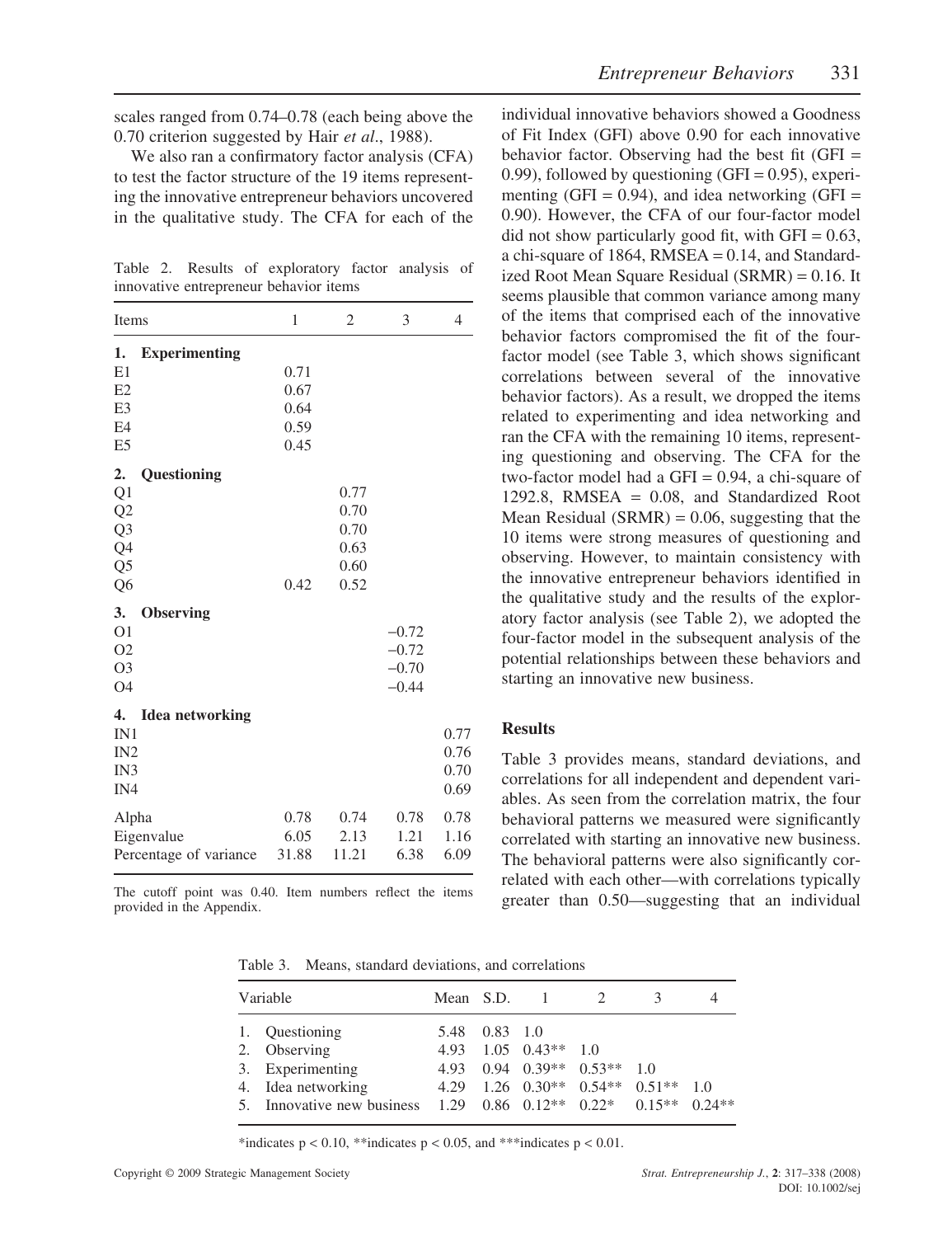scales ranged from 0.74–0.78 (each being above the 0.70 criterion suggested by Hair *et al*., 1988).

We also ran a confirmatory factor analysis (CFA) to test the factor structure of the 19 items representing the innovative entrepreneur behaviors uncovered in the qualitative study. The CFA for each of the individual innovative behaviors showed a Goodness of Fit Index (GFI) above 0.90 for each innovative behavior factor. Observing had the best fit (GFI = 0.99), followed by questioning (GFI = 0.95), experimenting (GFI = 0.94), and idea networking (GFI = 0.90). However, the CFA of our four-factor model did not show particularly good fit, with GFI = 0.63, a chi-square of 1864, RMSEA = 0.14, and Standardized Root Mean Square Residual (SRMR) = 0.16. It seems plausible that common variance among many of the items that comprised each of the innovative behavior factors compromised the fit of the four-factor model (see Table 3, which shows significant correlations between several of the innovative behavior factors). As a result, we dropped the items related to experimenting and idea networking and ran the CFA with the remaining 10 items, representing questioning and observing. The CFA for the two-factor model had a GFI = 0.94, a chi-square of 1292.8, RMSEA = 0.08, and Standardized Root Mean Residual (SRMR) = 0.06, suggesting that the 10 items were strong measures of questioning and observing. However, to maintain consistency with the innovative entrepreneur behaviors identified in the qualitative study and the results of the exploratory factor analysis (see Table 2), we adopted the four-factor model in the subsequent analysis of the potential relationships between these behaviors and starting an innovative new business.

Table 2. Results of exploratory factor analysis of innovative entrepreneur behavior items

| Items | 1 | 2 | 3 | 4 |
|---|---|---|---|---|
| **1. Experimenting** | | | | |
| E1 | 0.71 | | | |
| E2 | 0.67 | | | |
| E3 | 0.64 | | | |
| E4 | 0.59 | | | |
| E5 | 0.45 | | | |
| **2. Questioning** | | | | |
| Q1 | | 0.77 | | |
| Q2 | | 0.70 | | |
| Q3 | | 0.70 | | |
| Q4 | | 0.63 | | |
| Q5 | | 0.60 | | |
| Q6 | 0.42 | 0.52 | | |
| **3. Observing** | | | | |
| O1 | | | −0.72 | |
| O2 | | | −0.72 | |
| O3 | | | −0.70 | |
| O4 | | | −0.44 | |
| **4. Idea networking** | | | | |
| IN1 | | | | 0.77 |
| IN2 | | | | 0.76 |
| IN3 | | | | 0.70 |
| IN4 | | | | 0.69 |
| Alpha | 0.78 | 0.74 | 0.78 | 0.78 |
| Eigenvalue | 6.05 | 2.13 | 1.21 | 1.16 |
| Percentage of variance | 31.88 | 11.21 | 6.38 | 6.09 |

The cutoff point was 0.40. Item numbers reflect the items provided in the Appendix.

## Results

Table 3 provides means, standard deviations, and correlations for all independent and dependent variables. As seen from the correlation matrix, the four behavioral patterns we measured were significantly correlated with starting an innovative new business. The behavioral patterns were also significantly correlated with each other—with correlations typically greater than 0.50—suggesting that an individual

Table 3. Means, standard deviations, and correlations

| Variable | Mean | S.D. | 1 | 2 | 3 | 4 |
|---|---|---|---|---|---|---|
| 1. Questioning | 5.48 | 0.83 | 1.0 | | | |
| 2. Observing | 4.93 | 1.05 | 0.43** | 1.0 | | |
| 3. Experimenting | 4.93 | 0.94 | 0.39** | 0.53** | 1.0 | |
| 4. Idea networking | 4.29 | 1.26 | 0.30** | 0.54** | 0.51** | 1.0 |
| 5. Innovative new business | 1.29 | 0.86 | 0.12** | 0.22* | 0.15** | 0.24** |

*indicates $p < 0.10$, **indicates $p < 0.05$, and ***indicates $p < 0.01$.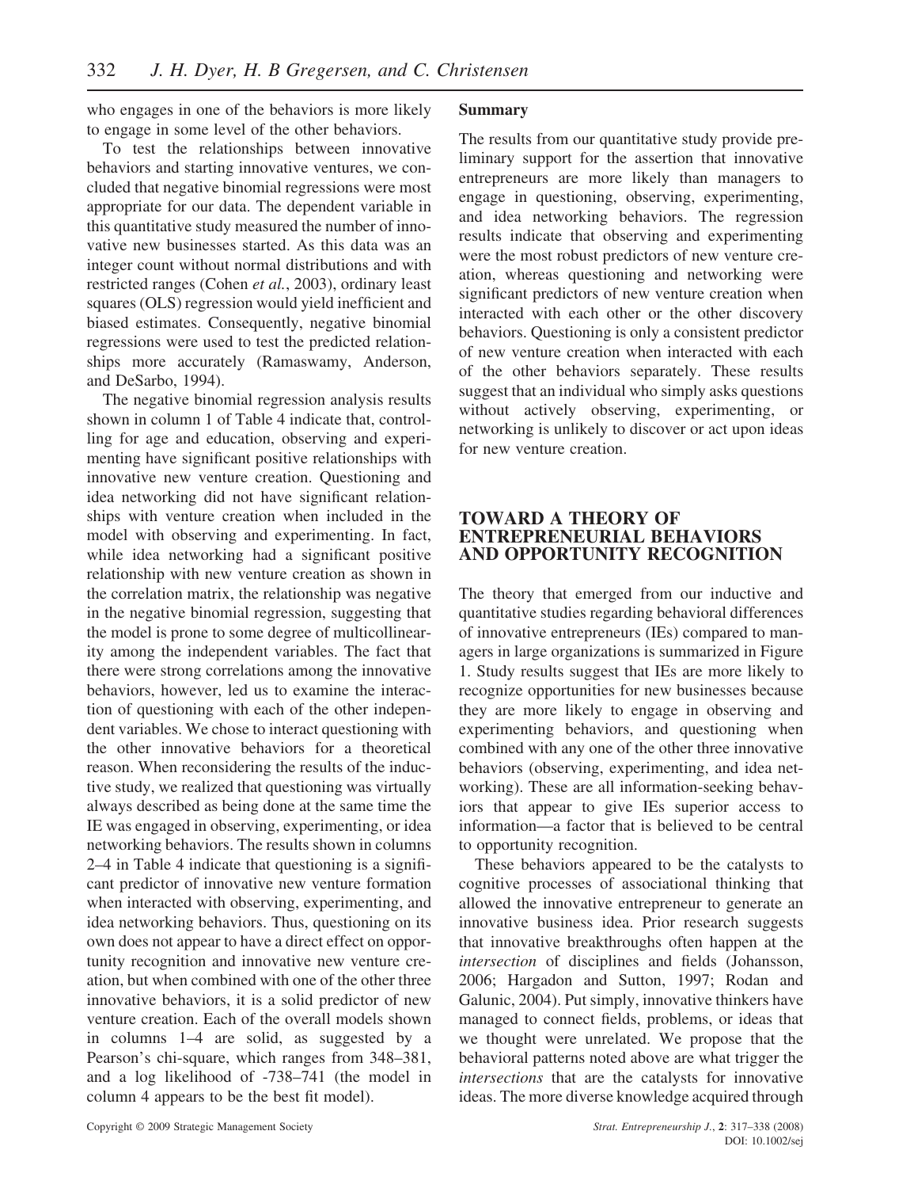who engages in one of the behaviors is more likely to engage in some level of the other behaviors.

To test the relationships between innovative behaviors and starting innovative ventures, we concluded that negative binomial regressions were most appropriate for our data. The dependent variable in this quantitative study measured the number of innovative new businesses started. As this data was an integer count without normal distributions and with restricted ranges (Cohen *et al.*, 2003), ordinary least squares (OLS) regression would yield inefficient and biased estimates. Consequently, negative binomial regressions were used to test the predicted relationships more accurately (Ramaswamy, Anderson, and DeSarbo, 1994).

The negative binomial regression analysis results shown in column 1 of Table 4 indicate that, controlling for age and education, observing and experimenting have significant positive relationships with innovative new venture creation. Questioning and idea networking did not have significant relationships with venture creation when included in the model with observing and experimenting. In fact, while idea networking had a significant positive relationship with new venture creation as shown in the correlation matrix, the relationship was negative in the negative binomial regression, suggesting that the model is prone to some degree of multicollinearity among the independent variables. The fact that there were strong correlations among the innovative behaviors, however, led us to examine the interaction of questioning with each of the other independent variables. We chose to interact questioning with the other innovative behaviors for a theoretical reason. When reconsidering the results of the inductive study, we realized that questioning was virtually always described as being done at the same time the IE was engaged in observing, experimenting, or idea networking behaviors. The results shown in columns 2–4 in Table 4 indicate that questioning is a significant predictor of innovative new venture formation when interacted with observing, experimenting, and idea networking behaviors. Thus, questioning on its own does not appear to have a direct effect on opportunity recognition and innovative new venture creation, but when combined with one of the other three innovative behaviors, it is a solid predictor of new venture creation. Each of the overall models shown in columns 1–4 are solid, as suggested by a Pearson's chi-square, which ranges from 348–381, and a log likelihood of -738–741 (the model in column 4 appears to be the best fit model).

**Summary**

The results from our quantitative study provide preliminary support for the assertion that innovative entrepreneurs are more likely than managers to engage in questioning, observing, experimenting, and idea networking behaviors. The regression results indicate that observing and experimenting were the most robust predictors of new venture creation, whereas questioning and networking were significant predictors of new venture creation when interacted with each other or the other discovery behaviors. Questioning is only a consistent predictor of new venture creation when interacted with each of the other behaviors separately. These results suggest that an individual who simply asks questions without actively observing, experimenting, or networking is unlikely to discover or act upon ideas for new venture creation.

## TOWARD A THEORY OF ENTREPRENEURIAL BEHAVIORS AND OPPORTUNITY RECOGNITION

The theory that emerged from our inductive and quantitative studies regarding behavioral differences of innovative entrepreneurs (IEs) compared to managers in large organizations is summarized in Figure 1. Study results suggest that IEs are more likely to recognize opportunities for new businesses because they are more likely to engage in observing and experimenting behaviors, and questioning when combined with any one of the other three innovative behaviors (observing, experimenting, and idea networking). These are all information-seeking behaviors that appear to give IEs superior access to information—a factor that is believed to be central to opportunity recognition.

These behaviors appeared to be the catalysts to cognitive processes of associational thinking that allowed the innovative entrepreneur to generate an innovative business idea. Prior research suggests that innovative breakthroughs often happen at the *intersection* of disciplines and fields (Johansson, 2006; Hargadon and Sutton, 1997; Rodan and Galunic, 2004). Put simply, innovative thinkers have managed to connect fields, problems, or ideas that we thought were unrelated. We propose that the behavioral patterns noted above are what trigger the *intersections* that are the catalysts for innovative ideas. The more diverse knowledge acquired through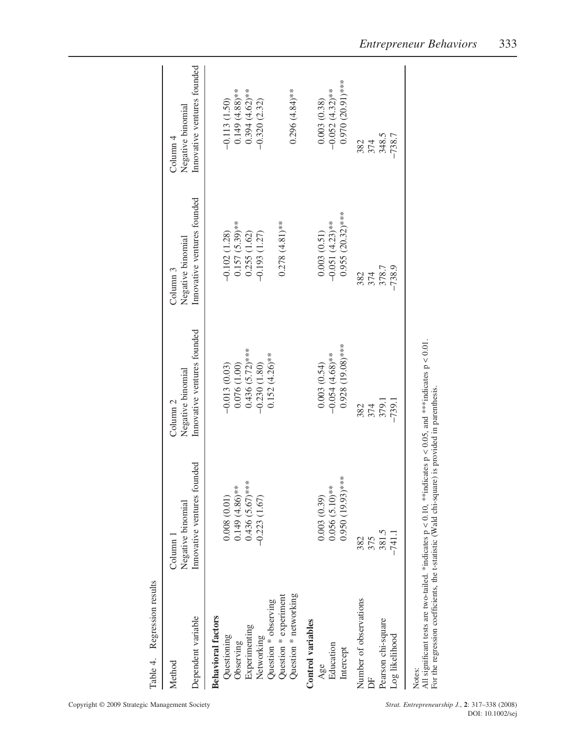Table 4. Regression results

| Method | Column 1 | Column 2 | Column 3 | Column 4 |
|---|---|---|---|---|
| | Negative binomial | Negative binomial | Negative binomial | Negative binomial |
| Dependent variable | Innovative ventures founded | Innovative ventures founded | Innovative ventures founded | Innovative ventures founded |
| **Behavioral factors** | | | | |
| Questioning | 0.008 (0.01) | −0.013 (0.03) | −0.102 (1.28) | −0.113 (1.50) |
| Observing | 0.149 (4.86)** | 0.076 (1.00) | 0.157 (5.39)** | 0.149 (4.88)** |
| Experimenting | 0.436 (5.67)*** | 0.436 (5.72)*** | 0.255 (1.62) | 0.394 (4.62)** |
| Networking | −0.223 (1.67) | −0.230 (1.80) | −0.193 (1.27) | −0.320 (2.32) |
| Question * observing | | 0.152 (4.26)** | | |
| Question * experiment | | | 0.278 (4.81)** | |
| Question * networking | | | | 0.296 (4.84)** |
| **Control variables** | | | | |
| Age | 0.003 (0.39) | 0.003 (0.54) | 0.003 (0.51) | 0.003 (0.38) |
| Education | 0.056 (5.10)** | −0.054 (4.68)** | −0.051 (4.23)** | −0.052 (4.32)** |
| Intercept | 0.950 (19.93)*** | 0.928 (19.08)*** | 0.955 (20.32)*** | 0.970 (20.91)*** |
| Number of observations | 382 | 382 | 382 | 382 |
| DF | 375 | 374 | 374 | 374 |
| Pearson chi-square | 381.5 | 379.1 | 378.7 | 348.5 |
| Log likelihood | −741.1 | −739.1 | −738.9 | −738.7 |

Notes:
All significant tests are two-tailed. *indicates $p < 0.10$, **indicates $p < 0.05$, and ***indicates $p < 0.01$.
For the regression coefficients, the t-statistic (Wald chi-square) is provided in parenthesis.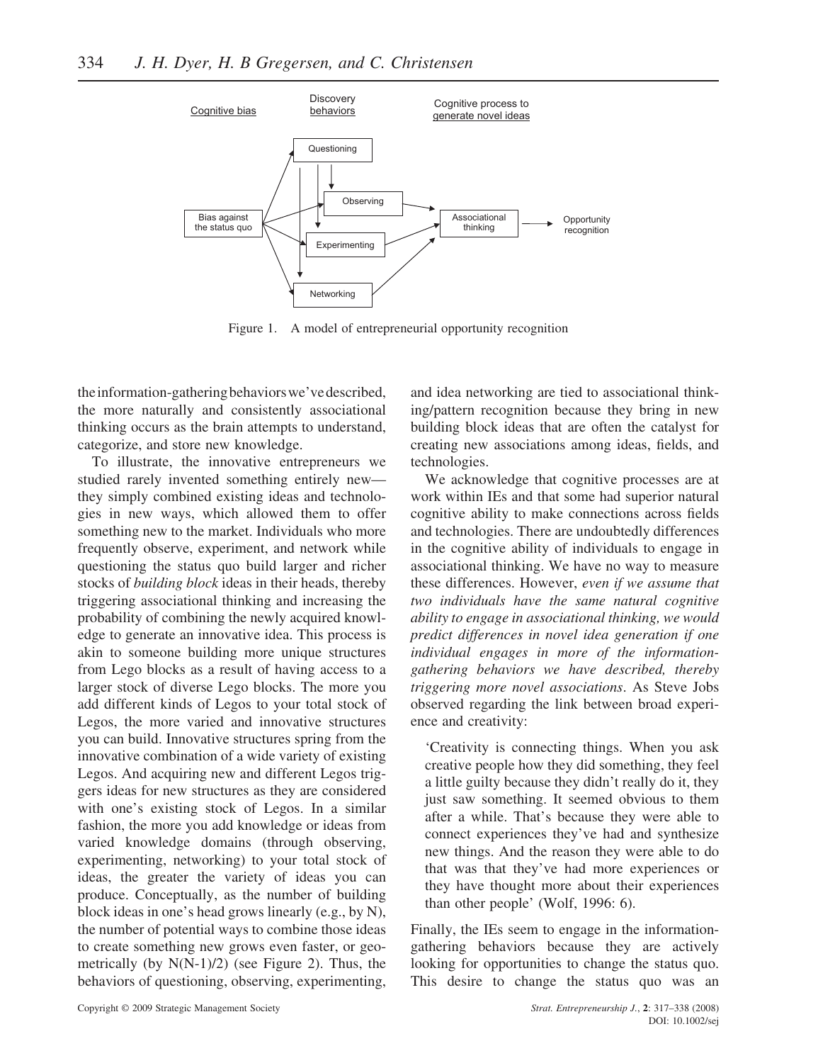Figure 1. A model of entrepreneurial opportunity recognition

the information-gathering behaviors we've described, the more naturally and consistently associational thinking occurs as the brain attempts to understand, categorize, and store new knowledge.

To illustrate, the innovative entrepreneurs we studied rarely invented something entirely new—they simply combined existing ideas and technologies in new ways, which allowed them to offer something new to the market. Individuals who more frequently observe, experiment, and network while questioning the status quo build larger and richer stocks of *building block* ideas in their heads, thereby triggering associational thinking and increasing the probability of combining the newly acquired knowledge to generate an innovative idea. This process is akin to someone building more unique structures from Lego blocks as a result of having access to a larger stock of diverse Lego blocks. The more you add different kinds of Legos to your total stock of Legos, the more varied and innovative structures you can build. Innovative structures spring from the innovative combination of a wide variety of existing Legos. And acquiring new and different Legos triggers ideas for new structures as they are considered with one's existing stock of Legos. In a similar fashion, the more you add knowledge or ideas from varied knowledge domains (through observing, experimenting, networking) to your total stock of ideas, the greater the variety of ideas you can produce. Conceptually, as the number of building block ideas in one's head grows linearly (e.g., by N), the number of potential ways to combine those ideas to create something new grows even faster, or geometrically (by $N(N-1)/2$) (see Figure 2). Thus, the behaviors of questioning, observing, experimenting, and idea networking are tied to associational thinking/pattern recognition because they bring in new building block ideas that are often the catalyst for creating new associations among ideas, fields, and technologies.

We acknowledge that cognitive processes are at work within IEs and that some had superior natural cognitive ability to make connections across fields and technologies. There are undoubtedly differences in the cognitive ability of individuals to engage in associational thinking. We have no way to measure these differences. However, *even if we assume that two individuals have the same natural cognitive ability to engage in associational thinking, we would predict differences in novel idea generation if one individual engages in more of the information-gathering behaviors we have described, thereby triggering more novel associations*. As Steve Jobs observed regarding the link between broad experience and creativity:

> 'Creativity is connecting things. When you ask creative people how they did something, they feel a little guilty because they didn't really do it, they just saw something. It seemed obvious to them after a while. That's because they were able to connect experiences they've had and synthesize new things. And the reason they were able to do that was that they've had more experiences or they have thought more about their experiences than other people' (Wolf, 1996: 6).

Finally, the IEs seem to engage in the information-gathering behaviors because they are actively looking for opportunities to change the status quo. This desire to change the status quo was an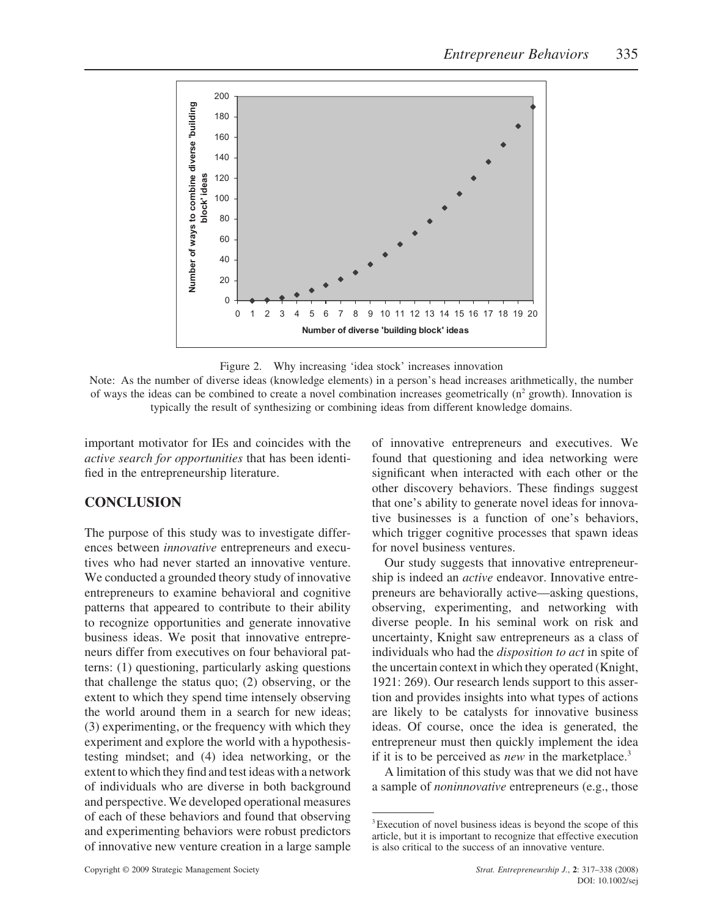Figure 2. Why increasing 'idea stock' increases innovation

Note: As the number of diverse ideas (knowledge elements) in a person's head increases arithmetically, the number of ways the ideas can be combined to create a novel combination increases geometrically ($n^2$ growth). Innovation is typically the result of synthesizing or combining ideas from different knowledge domains.

important motivator for IEs and coincides with the *active search for opportunities* that has been identified in the entrepreneurship literature.

## CONCLUSION

The purpose of this study was to investigate differences between *innovative* entrepreneurs and executives who had never started an innovative venture. We conducted a grounded theory study of innovative entrepreneurs to examine behavioral and cognitive patterns that appeared to contribute to their ability to recognize opportunities and generate innovative business ideas. We posit that innovative entrepreneurs differ from executives on four behavioral patterns: (1) questioning, particularly asking questions that challenge the status quo; (2) observing, or the extent to which they spend time intensely observing the world around them in a search for new ideas; (3) experimenting, or the frequency with which they experiment and explore the world with a hypothesis-testing mindset; and (4) idea networking, or the extent to which they find and test ideas with a network of individuals who are diverse in both background and perspective. We developed operational measures of each of these behaviors and found that observing and experimenting behaviors were robust predictors of innovative new venture creation in a large sample of innovative entrepreneurs and executives. We found that questioning and idea networking were significant when interacted with each other or the other discovery behaviors. These findings suggest that one's ability to generate novel ideas for innovative businesses is a function of one's behaviors, which trigger cognitive processes that spawn ideas for novel business ventures.

Our study suggests that innovative entrepreneurship is indeed an *active* endeavor. Innovative entrepreneurs are behaviorally active—asking questions, observing, experimenting, and networking with diverse people. In his seminal work on risk and uncertainty, Knight saw entrepreneurs as a class of individuals who had the *disposition to act* in spite of the uncertain context in which they operated (Knight, 1921: 269). Our research lends support to this assertion and provides insights into what types of actions are likely to be catalysts for innovative business ideas. Of course, once the idea is generated, the entrepreneur must then quickly implement the idea if it is to be perceived as *new* in the marketplace.[3]

A limitation of this study was that we did not have a sample of *noninnovative* entrepreneurs (e.g., those

[3] Execution of novel business ideas is beyond the scope of this article, but it is important to recognize that effective execution is also critical to the success of an innovative venture.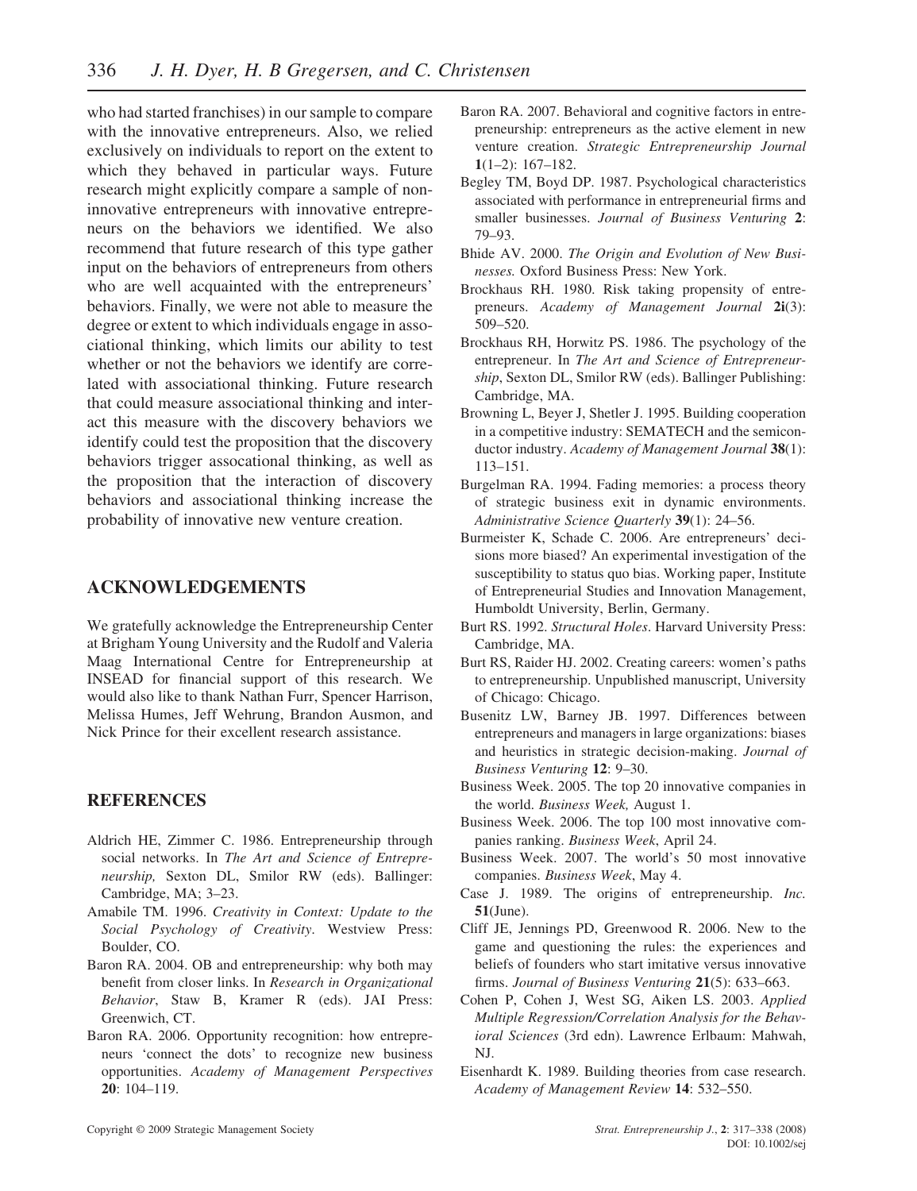who had started franchises) in our sample to compare with the innovative entrepreneurs. Also, we relied exclusively on individuals to report on the extent to which they behaved in particular ways. Future research might explicitly compare a sample of non-innovative entrepreneurs with innovative entrepreneurs on the behaviors we identified. We also recommend that future research of this type gather input on the behaviors of entrepreneurs from others who are well acquainted with the entrepreneurs' behaviors. Finally, we were not able to measure the degree or extent to which individuals engage in associational thinking, which limits our ability to test whether or not the behaviors we identify are correlated with associational thinking. Future research that could measure associational thinking and interact this measure with the discovery behaviors we identify could test the proposition that the discovery behaviors trigger assocational thinking, as well as the proposition that the interaction of discovery behaviors and associational thinking increase the probability of innovative new venture creation.

## ACKNOWLEDGEMENTS

We gratefully acknowledge the Entrepreneurship Center at Brigham Young University and the Rudolf and Valeria Maag International Centre for Entrepreneurship at INSEAD for financial support of this research. We would also like to thank Nathan Furr, Spencer Harrison, Melissa Humes, Jeff Wehrung, Brandon Ausmon, and Nick Prince for their excellent research assistance.

## REFERENCES

Aldrich HE, Zimmer C. 1986. Entrepreneurship through social networks. In *The Art and Science of Entrepreneurship,* Sexton DL, Smilor RW (eds). Ballinger: Cambridge, MA; 3–23.

Amabile TM. 1996. *Creativity in Context: Update to the Social Psychology of Creativity*. Westview Press: Boulder, CO.

Baron RA. 2004. OB and entrepreneurship: why both may benefit from closer links. In *Research in Organizational Behavior*, Staw B, Kramer R (eds). JAI Press: Greenwich, CT.

Baron RA. 2006. Opportunity recognition: how entrepreneurs 'connect the dots' to recognize new business opportunities. *Academy of Management Perspectives* **20**: 104–119.

Baron RA. 2007. Behavioral and cognitive factors in entrepreneurship: entrepreneurs as the active element in new venture creation. *Strategic Entrepreneurship Journal* **1**(1–2): 167–182.

Begley TM, Boyd DP. 1987. Psychological characteristics associated with performance in entrepreneurial firms and smaller businesses. *Journal of Business Venturing* **2**: 79–93.

Bhide AV. 2000. *The Origin and Evolution of New Businesses.* Oxford Business Press: New York.

Brockhaus RH. 1980. Risk taking propensity of entrepreneurs. *Academy of Management Journal* **2i**(3): 509–520.

Brockhaus RH, Horwitz PS. 1986. The psychology of the entrepreneur. In *The Art and Science of Entrepreneurship*, Sexton DL, Smilor RW (eds). Ballinger Publishing: Cambridge, MA.

Browning L, Beyer J, Shetler J. 1995. Building cooperation in a competitive industry: SEMATECH and the semiconductor industry. *Academy of Management Journal* **38**(1): 113–151.

Burgelman RA. 1994. Fading memories: a process theory of strategic business exit in dynamic environments. *Administrative Science Quarterly* **39**(1): 24–56.

Burmeister K, Schade C. 2006. Are entrepreneurs' decisions more biased? An experimental investigation of the susceptibility to status quo bias. Working paper, Institute of Entrepreneurial Studies and Innovation Management, Humboldt University, Berlin, Germany.

Burt RS. 1992. *Structural Holes*. Harvard University Press: Cambridge, MA.

Burt RS, Raider HJ. 2002. Creating careers: women's paths to entrepreneurship. Unpublished manuscript, University of Chicago: Chicago.

Busenitz LW, Barney JB. 1997. Differences between entrepreneurs and managers in large organizations: biases and heuristics in strategic decision-making. *Journal of Business Venturing* **12**: 9–30.

Business Week. 2005. The top 20 innovative companies in the world. *Business Week,* August 1.

Business Week. 2006. The top 100 most innovative companies ranking. *Business Week*, April 24.

Business Week. 2007. The world's 50 most innovative companies. *Business Week*, May 4.

Case J. 1989. The origins of entrepreneurship. *Inc.* **51**(June).

Cliff JE, Jennings PD, Greenwood R. 2006. New to the game and questioning the rules: the experiences and beliefs of founders who start imitative versus innovative firms. *Journal of Business Venturing* **21**(5): 633–663.

Cohen P, Cohen J, West SG, Aiken LS. 2003. *Applied Multiple Regression/Correlation Analysis for the Behavioral Sciences* (3rd edn). Lawrence Erlbaum: Mahwah, NJ.

Eisenhardt K. 1989. Building theories from case research. *Academy of Management Review* **14**: 532–550.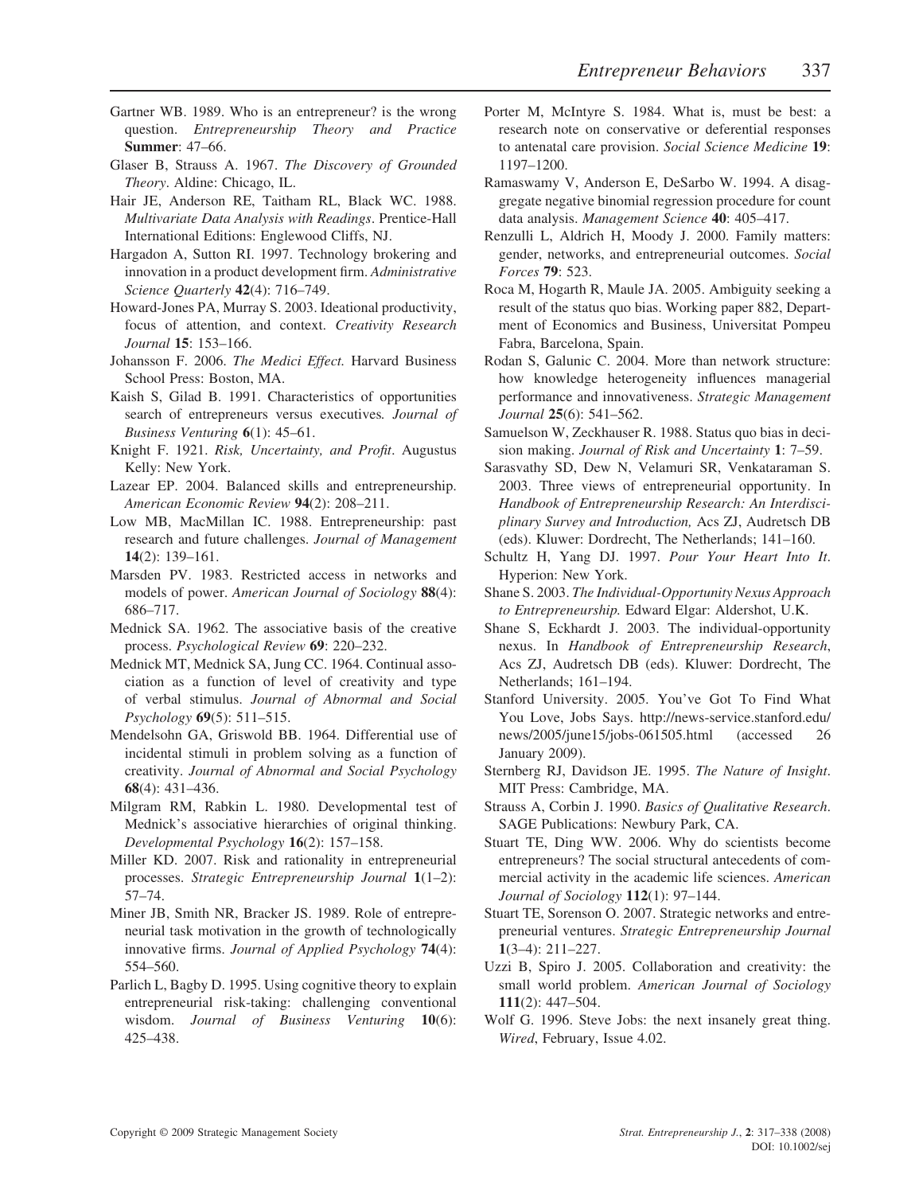Gartner WB. 1989. Who is an entrepreneur? is the wrong question. *Entrepreneurship Theory and Practice* **Summer**: 47–66.

Glaser B, Strauss A. 1967. *The Discovery of Grounded Theory*. Aldine: Chicago, IL.

Hair JE, Anderson RE, Taitham RL, Black WC. 1988. *Multivariate Data Analysis with Readings*. Prentice-Hall International Editions: Englewood Cliffs, NJ.

Hargadon A, Sutton RI. 1997. Technology brokering and innovation in a product development firm. *Administrative Science Quarterly* **42**(4): 716–749.

Howard-Jones PA, Murray S. 2003. Ideational productivity, focus of attention, and context. *Creativity Research Journal* **15**: 153–166.

Johansson F. 2006. *The Medici Effect*. Harvard Business School Press: Boston, MA.

Kaish S, Gilad B. 1991. Characteristics of opportunities search of entrepreneurs versus executives*. Journal of Business Venturing* **6**(1): 45–61.

Knight F. 1921. *Risk, Uncertainty, and Profit*. Augustus Kelly: New York.

Lazear EP. 2004. Balanced skills and entrepreneurship. *American Economic Review* **94**(2): 208–211.

Low MB, MacMillan IC. 1988. Entrepreneurship: past research and future challenges. *Journal of Management* **14**(2): 139–161.

Marsden PV. 1983. Restricted access in networks and models of power. *American Journal of Sociology* **88**(4): 686–717.

Mednick SA. 1962. The associative basis of the creative process. *Psychological Review* **69**: 220–232.

Mednick MT, Mednick SA, Jung CC. 1964. Continual association as a function of level of creativity and type of verbal stimulus. *Journal of Abnormal and Social Psychology* **69**(5): 511–515.

Mendelsohn GA, Griswold BB. 1964. Differential use of incidental stimuli in problem solving as a function of creativity. *Journal of Abnormal and Social Psychology* **68**(4): 431–436.

Milgram RM, Rabkin L. 1980. Developmental test of Mednick's associative hierarchies of original thinking. *Developmental Psychology* **16**(2): 157–158.

Miller KD. 2007. Risk and rationality in entrepreneurial processes. *Strategic Entrepreneurship Journal* **1**(1–2): 57–74.

Miner JB, Smith NR, Bracker JS. 1989. Role of entrepreneurial task motivation in the growth of technologically innovative firms. *Journal of Applied Psychology* **74**(4): 554–560.

Parlich L, Bagby D. 1995. Using cognitive theory to explain entrepreneurial risk-taking: challenging conventional wisdom. *Journal of Business Venturing* **10**(6): 425–438.

Porter M, McIntyre S. 1984. What is, must be best: a research note on conservative or deferential responses to antenatal care provision. *Social Science Medicine* **19**: 1197–1200.

Ramaswamy V, Anderson E, DeSarbo W. 1994. A disaggregate negative binomial regression procedure for count data analysis. *Management Science* **40**: 405–417.

Renzulli L, Aldrich H, Moody J. 2000. Family matters: gender, networks, and entrepreneurial outcomes. *Social Forces* **79**: 523.

Roca M, Hogarth R, Maule JA. 2005. Ambiguity seeking a result of the status quo bias. Working paper 882, Department of Economics and Business, Universitat Pompeu Fabra, Barcelona, Spain.

Rodan S, Galunic C. 2004. More than network structure: how knowledge heterogeneity influences managerial performance and innovativeness. *Strategic Management Journal* **25**(6): 541–562.

Samuelson W, Zeckhauser R. 1988. Status quo bias in decision making. *Journal of Risk and Uncertainty* **1**: 7–59.

Sarasvathy SD, Dew N, Velamuri SR, Venkataraman S. 2003. Three views of entrepreneurial opportunity. In *Handbook of Entrepreneurship Research: An Interdisciplinary Survey and Introduction,* Acs ZJ, Audretsch DB (eds). Kluwer: Dordrecht, The Netherlands; 141–160.

Schultz H, Yang DJ. 1997. *Pour Your Heart Into It*. Hyperion: New York.

Shane S. 2003. *The Individual-Opportunity Nexus Approach to Entrepreneurship.* Edward Elgar: Aldershot, U.K.

Shane S, Eckhardt J. 2003. The individual-opportunity nexus. In *Handbook of Entrepreneurship Research*, Acs ZJ, Audretsch DB (eds). Kluwer: Dordrecht, The Netherlands; 161–194.

Stanford University. 2005. You've Got To Find What You Love, Jobs Says. http://news-service.stanford.edu/news/2005/june15/jobs-061505.html (accessed 26 January 2009).

Sternberg RJ, Davidson JE. 1995. *The Nature of Insight*. MIT Press: Cambridge, MA.

Strauss A, Corbin J. 1990. *Basics of Qualitative Research*. SAGE Publications: Newbury Park, CA.

Stuart TE, Ding WW. 2006. Why do scientists become entrepreneurs? The social structural antecedents of commercial activity in the academic life sciences. *American Journal of Sociology* **112**(1): 97–144.

Stuart TE, Sorenson O. 2007. Strategic networks and entrepreneurial ventures. *Strategic Entrepreneurship Journal* **1**(3–4): 211–227.

Uzzi B, Spiro J. 2005. Collaboration and creativity: the small world problem. *American Journal of Sociology* **111**(2): 447–504.

Wolf G. 1996. Steve Jobs: the next insanely great thing. *Wired*, February, Issue 4.02.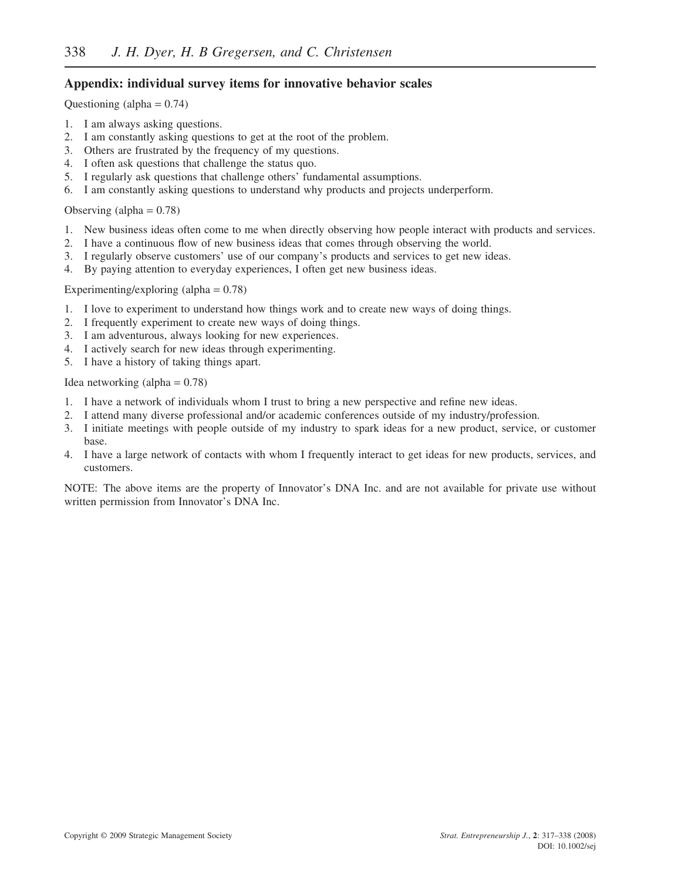## Appendix: individual survey items for innovative behavior scales

Questioning (alpha = 0.74)

1. I am always asking questions.
2. I am constantly asking questions to get at the root of the problem.
3. Others are frustrated by the frequency of my questions.
4. I often ask questions that challenge the status quo.
5. I regularly ask questions that challenge others' fundamental assumptions.
6. I am constantly asking questions to understand why products and projects underperform.

Observing (alpha = 0.78)

1. New business ideas often come to me when directly observing how people interact with products and services.
2. I have a continuous flow of new business ideas that comes through observing the world.
3. I regularly observe customers' use of our company's products and services to get new ideas.
4. By paying attention to everyday experiences, I often get new business ideas.

Experimenting/exploring (alpha = 0.78)

1. I love to experiment to understand how things work and to create new ways of doing things.
2. I frequently experiment to create new ways of doing things.
3. I am adventurous, always looking for new experiences.
4. I actively search for new ideas through experimenting.
5. I have a history of taking things apart.

Idea networking (alpha = 0.78)

1. I have a network of individuals whom I trust to bring a new perspective and refine new ideas.
2. I attend many diverse professional and/or academic conferences outside of my industry/profession.
3. I initiate meetings with people outside of my industry to spark ideas for a new product, service, or customer base.
4. I have a large network of contacts with whom I frequently interact to get ideas for new products, services, and customers.

NOTE: The above items are the property of Innovator's DNA Inc. and are not available for private use without written permission from Innovator's DNA Inc.